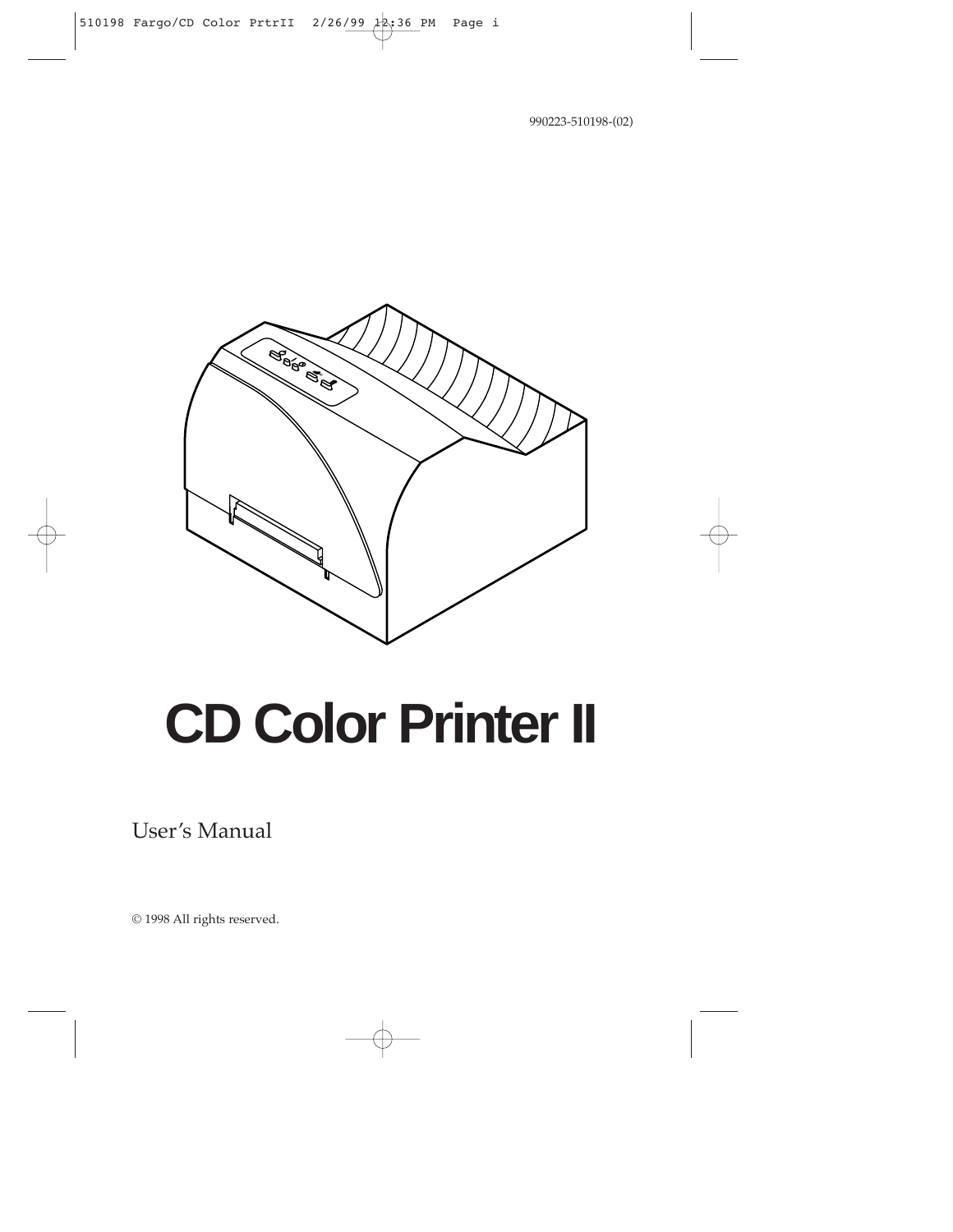990223-510198-(02)

# CD Color Printer II

User's Manual

© 1998 All rights reserved.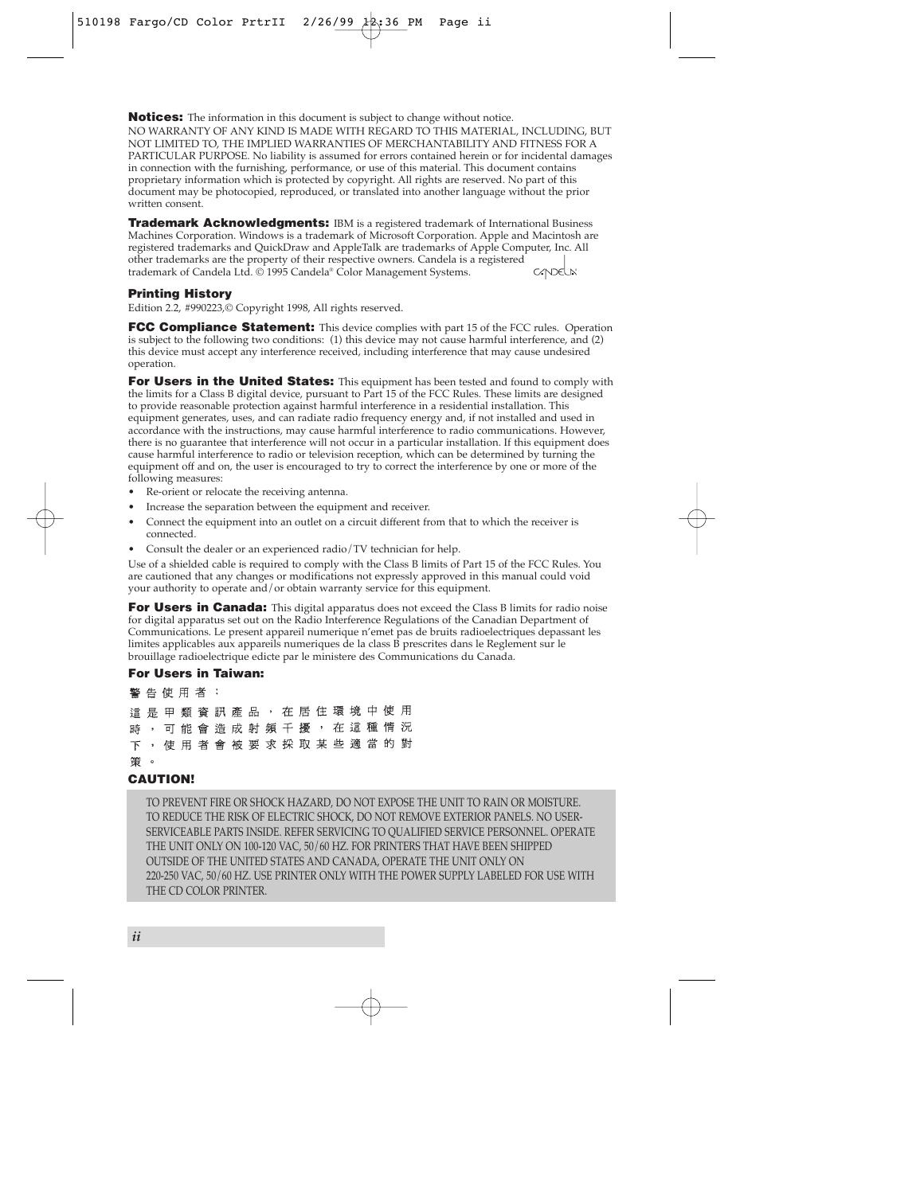**Notices:** The information in this document is subject to change without notice.
NO WARRANTY OF ANY KIND IS MADE WITH REGARD TO THIS MATERIAL, INCLUDING, BUT NOT LIMITED TO, THE IMPLIED WARRANTIES OF MERCHANTABILITY AND FITNESS FOR A PARTICULAR PURPOSE. No liability is assumed for errors contained herein or for incidental damages in connection with the furnishing, performance, or use of this material. This document contains proprietary information which is protected by copyright. All rights are reserved. No part of this document may be photocopied, reproduced, or translated into another language without the prior written consent.

**Trademark Acknowledgments:** IBM is a registered trademark of International Business Machines Corporation. Windows is a trademark of Microsoft Corporation. Apple and Macintosh are registered trademarks and QuickDraw and AppleTalk are trademarks of Apple Computer, Inc. All other trademarks are the property of their respective owners. Candela is a registered trademark of Candela Ltd. © 1995 Candela® Color Management Systems.

### Printing History

Edition 2.2, #990223,© Copyright 1998, All rights reserved.

**FCC Compliance Statement:** This device complies with part 15 of the FCC rules. Operation is subject to the following two conditions: (1) this device may not cause harmful interference, and (2) this device must accept any interference received, including interference that may cause undesired operation.

**For Users in the United States:** This equipment has been tested and found to comply with the limits for a Class B digital device, pursuant to Part 15 of the FCC Rules. These limits are designed to provide reasonable protection against harmful interference in a residential installation. This equipment generates, uses, and can radiate radio frequency energy and, if not installed and used in accordance with the instructions, may cause harmful interference to radio communications. However, there is no guarantee that interference will not occur in a particular installation. If this equipment does cause harmful interference to radio or television reception, which can be determined by turning the equipment off and on, the user is encouraged to try to correct the interference by one or more of the following measures:

- Re-orient or relocate the receiving antenna.
- Increase the separation between the equipment and receiver.
- Connect the equipment into an outlet on a circuit different from that to which the receiver is connected.
- Consult the dealer or an experienced radio/TV technician for help.

Use of a shielded cable is required to comply with the Class B limits of Part 15 of the FCC Rules. You are cautioned that any changes or modifications not expressly approved in this manual could void your authority to operate and/or obtain warranty service for this equipment.

**For Users in Canada:** This digital apparatus does not exceed the Class B limits for radio noise for digital apparatus set out on the Radio Interference Regulations of the Canadian Department of Communications. Le present appareil numerique n'emet pas de bruits radioelectriques depassant les limites applicables aux appareils numeriques de la class B prescrites dans le Reglement sur le brouillage radioelectrique edicte par le ministere des Communications du Canada.

### For Users in Taiwan:

警告使用者：

這是甲類資訊產品，在居住環境中使用時，可能會造成射頻干擾，在這種情況下，使用者會被要求採取某些適當的對策。

### CAUTION!

TO PREVENT FIRE OR SHOCK HAZARD, DO NOT EXPOSE THE UNIT TO RAIN OR MOISTURE. TO REDUCE THE RISK OF ELECTRIC SHOCK, DO NOT REMOVE EXTERIOR PANELS. NO USER-SERVICEABLE PARTS INSIDE. REFER SERVICING TO QUALIFIED SERVICE PERSONNEL. OPERATE THE UNIT ONLY ON 100-120 VAC, 50/60 HZ. FOR PRINTERS THAT HAVE BEEN SHIPPED OUTSIDE OF THE UNITED STATES AND CANADA, OPERATE THE UNIT ONLY ON 220-250 VAC, 50/60 HZ. USE PRINTER ONLY WITH THE POWER SUPPLY LABELED FOR USE WITH THE CD COLOR PRINTER.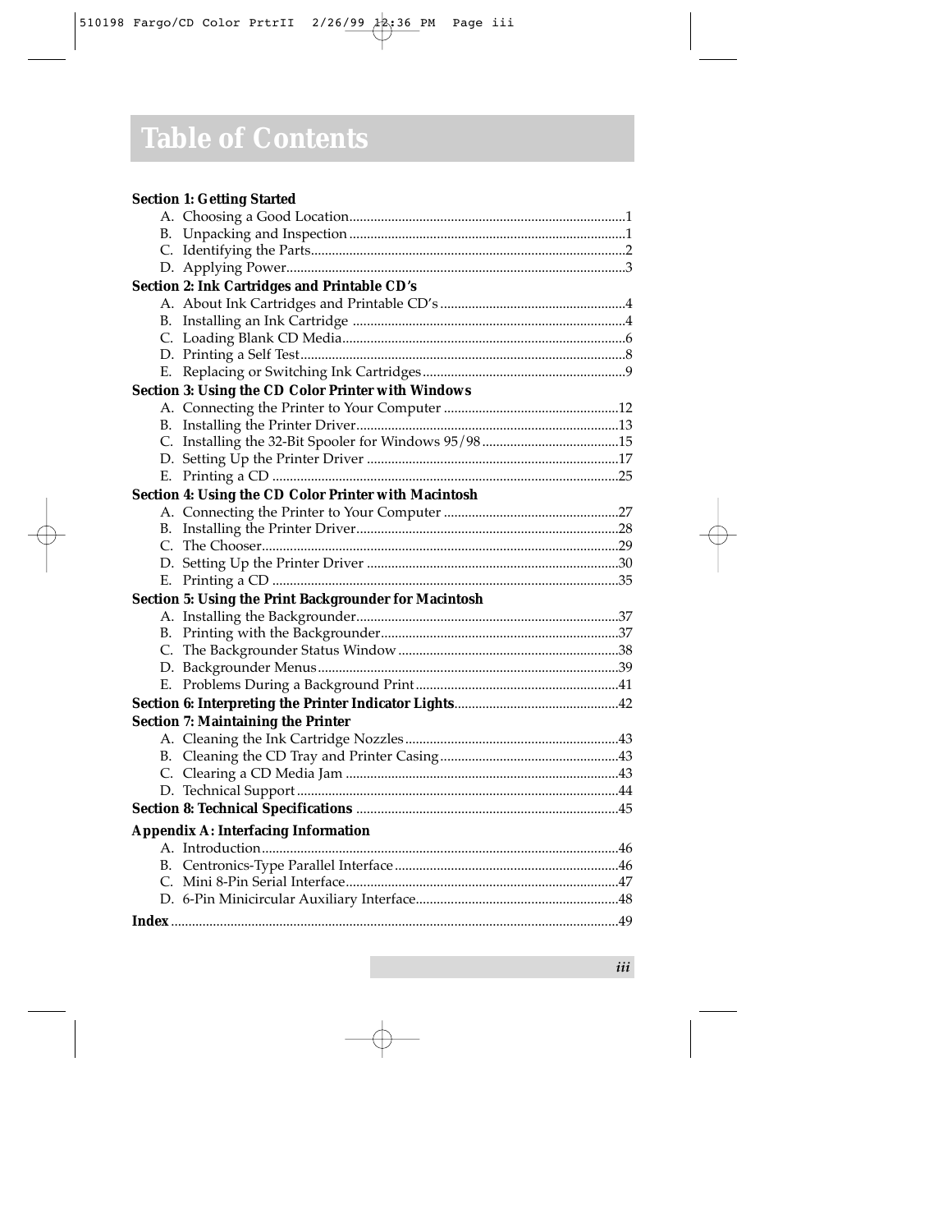# Table of Contents

**Section 1: Getting Started**

- A. Choosing a Good Location.....1
- B. Unpacking and Inspection.....1
- C. Identifying the Parts.....2
- D. Applying Power.....3

**Section 2: Ink Cartridges and Printable CD's**

- A. About Ink Cartridges and Printable CD's.....4
- B. Installing an Ink Cartridge.....4
- C. Loading Blank CD Media.....6
- D. Printing a Self Test.....8
- E. Replacing or Switching Ink Cartridges.....9

**Section 3: Using the CD Color Printer with Windows**

- A. Connecting the Printer to Your Computer.....12
- B. Installing the Printer Driver.....13
- C. Installing the 32-Bit Spooler for Windows 95/98.....15
- D. Setting Up the Printer Driver.....17
- E. Printing a CD.....25

**Section 4: Using the CD Color Printer with Macintosh**

- A. Connecting the Printer to Your Computer.....27
- B. Installing the Printer Driver.....28
- C. The Chooser.....29
- D. Setting Up the Printer Driver.....30
- E. Printing a CD.....35

**Section 5: Using the Print Backgrounder for Macintosh**

- A. Installing the Backgrounder.....37
- B. Printing with the Backgrounder.....37
- C. The Backgrounder Status Window.....38
- D. Backgrounder Menus.....39
- E. Problems During a Background Print.....41

**Section 6: Interpreting the Printer Indicator Lights**.....42

**Section 7: Maintaining the Printer**

- A. Cleaning the Ink Cartridge Nozzles.....43
- B. Cleaning the CD Tray and Printer Casing.....43
- C. Clearing a CD Media Jam.....43
- D. Technical Support.....44

**Section 8: Technical Specifications**.....45

**Appendix A: Interfacing Information**

- A. Introduction.....46
- B. Centronics-Type Parallel Interface.....46
- C. Mini 8-Pin Serial Interface.....47
- D. 6-Pin Minicircular Auxiliary Interface.....48

**Index**.....49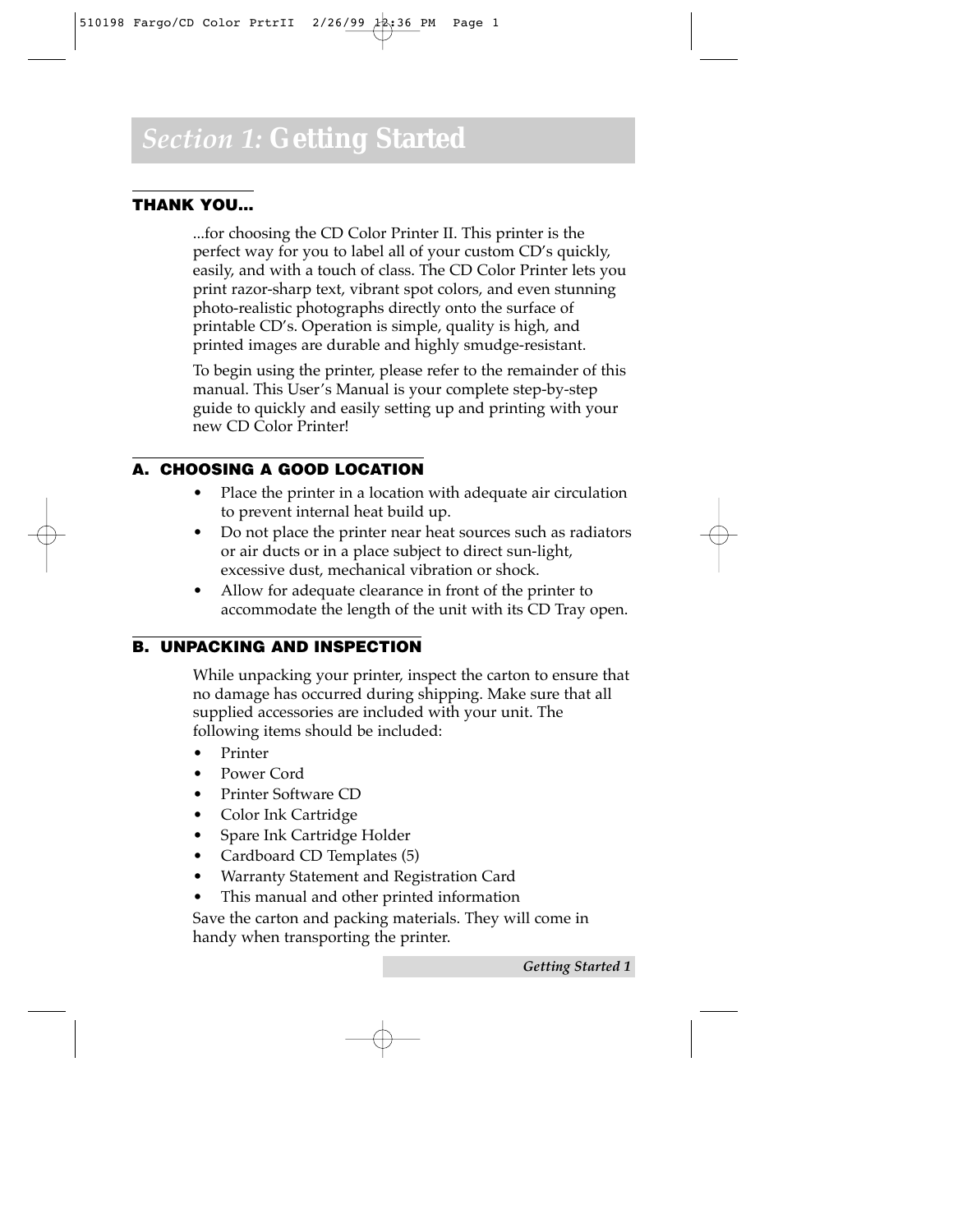# *Section 1:* Getting Started

## THANK YOU...

...for choosing the CD Color Printer II. This printer is the perfect way for you to label all of your custom CD's quickly, easily, and with a touch of class. The CD Color Printer lets you print razor-sharp text, vibrant spot colors, and even stunning photo-realistic photographs directly onto the surface of printable CD's. Operation is simple, quality is high, and printed images are durable and highly smudge-resistant.

To begin using the printer, please refer to the remainder of this manual. This User's Manual is your complete step-by-step guide to quickly and easily setting up and printing with your new CD Color Printer!

## A. CHOOSING A GOOD LOCATION

- Place the printer in a location with adequate air circulation to prevent internal heat build up.
- Do not place the printer near heat sources such as radiators or air ducts or in a place subject to direct sun-light, excessive dust, mechanical vibration or shock.
- Allow for adequate clearance in front of the printer to accommodate the length of the unit with its CD Tray open.

## B. UNPACKING AND INSPECTION

While unpacking your printer, inspect the carton to ensure that no damage has occurred during shipping. Make sure that all supplied accessories are included with your unit. The following items should be included:

- Printer
- Power Cord
- Printer Software CD
- Color Ink Cartridge
- Spare Ink Cartridge Holder
- Cardboard CD Templates (5)
- Warranty Statement and Registration Card
- This manual and other printed information

Save the carton and packing materials. They will come in handy when transporting the printer.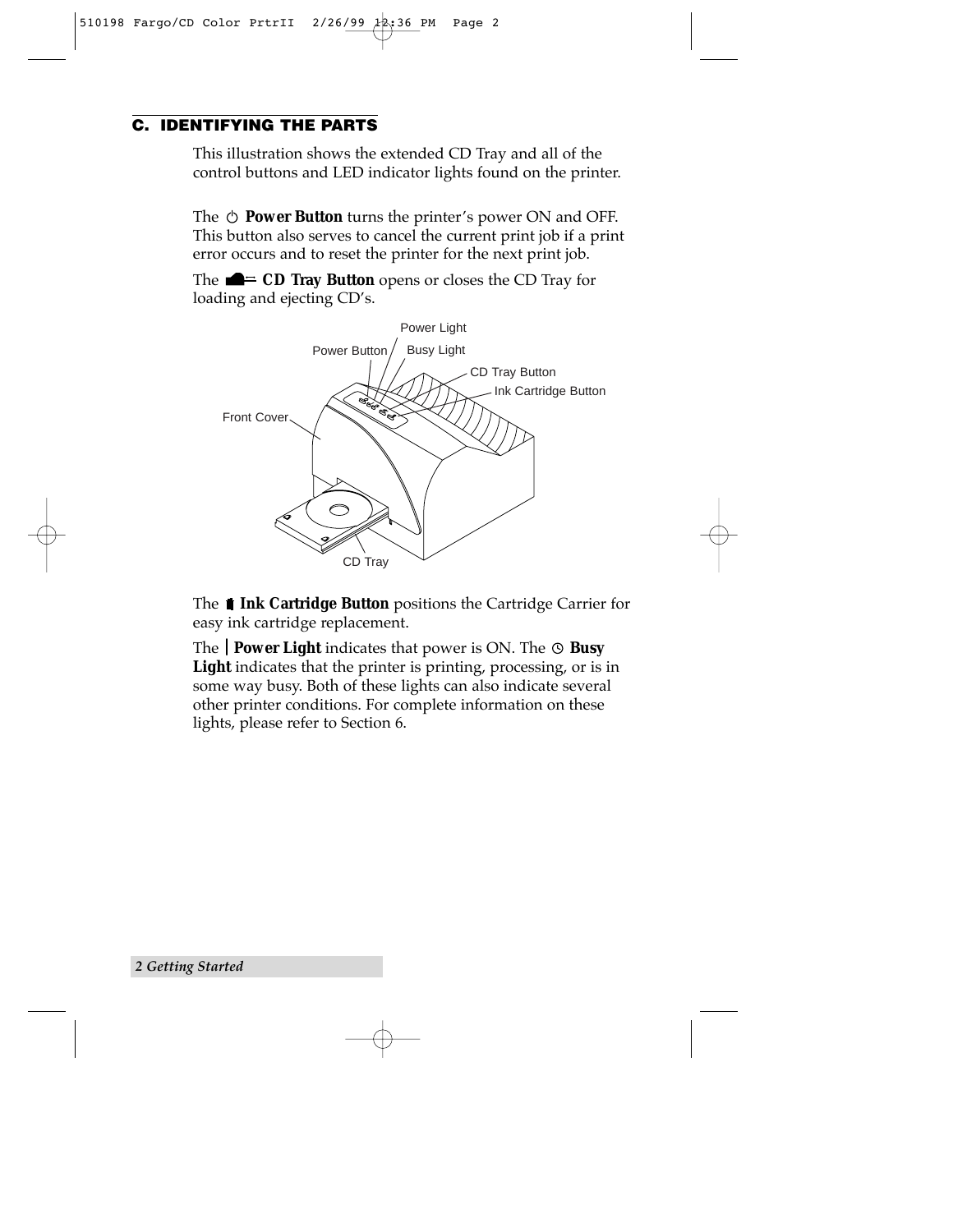## C. IDENTIFYING THE PARTS

This illustration shows the extended CD Tray and all of the control buttons and LED indicator lights found on the printer.

The ⏻ **Power Button** turns the printer's power ON and OFF. This button also serves to cancel the current print job if a print error occurs and to reset the printer for the next print job.

The **CD Tray Button** opens or closes the CD Tray for loading and ejecting CD's.

Power Light

Power Button

Busy Light

CD Tray Button

Ink Cartridge Button

Front Cover

CD Tray

The **Ink Cartridge Button** positions the Cartridge Carrier for easy ink cartridge replacement.

The | **Power Light** indicates that power is ON. The **Busy Light** indicates that the printer is printing, processing, or is in some way busy. Both of these lights can also indicate several other printer conditions. For complete information on these lights, please refer to Section 6.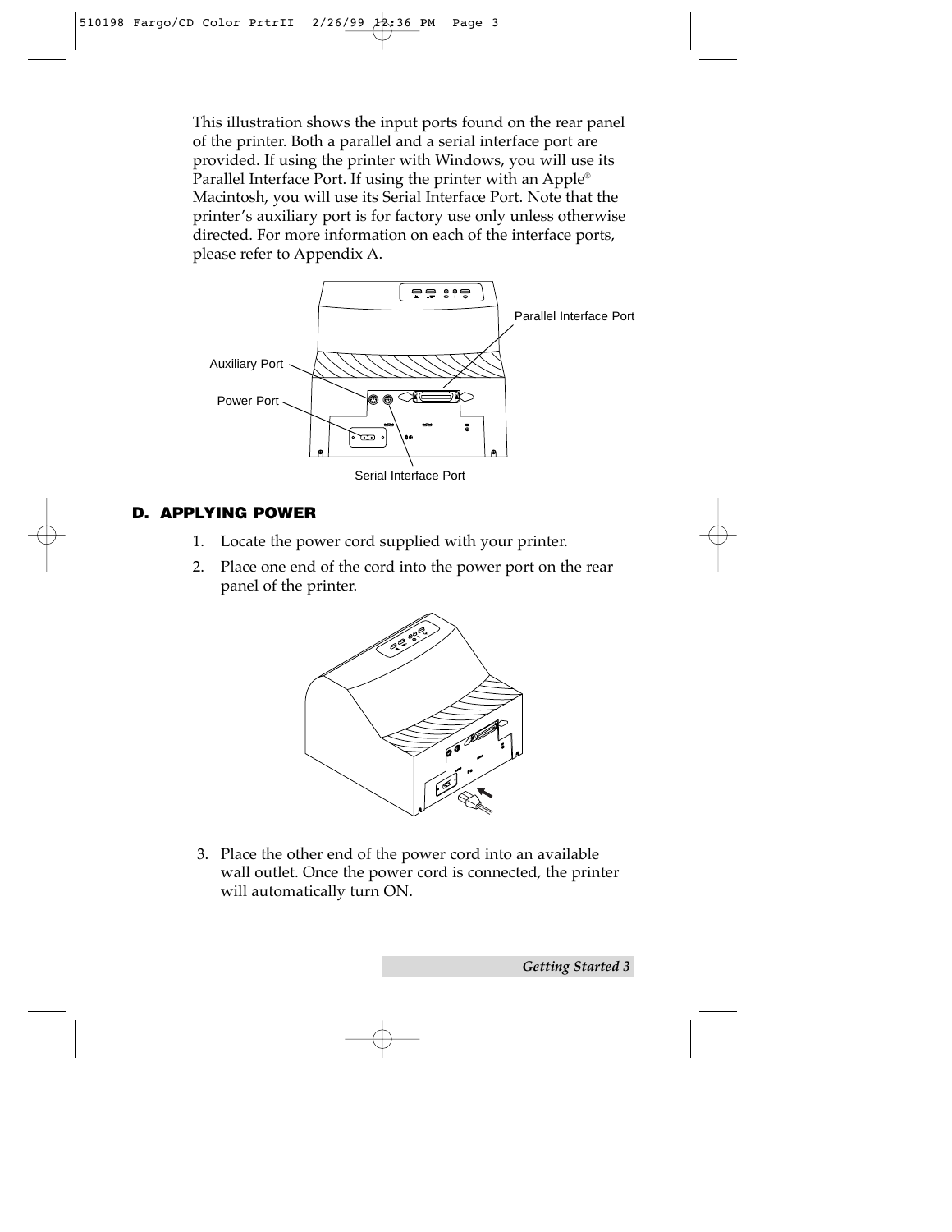This illustration shows the input ports found on the rear panel of the printer. Both a parallel and a serial interface port are provided. If using the printer with Windows, you will use its Parallel Interface Port. If using the printer with an Apple® Macintosh, you will use its Serial Interface Port. Note that the printer's auxiliary port is for factory use only unless otherwise directed. For more information on each of the interface ports, please refer to Appendix A.

Parallel Interface Port

Auxiliary Port

Power Port

Serial Interface Port

## D. APPLYING POWER

1. Locate the power cord supplied with your printer.
2. Place one end of the cord into the power port on the rear panel of the printer.
3. Place the other end of the power cord into an available wall outlet. Once the power cord is connected, the printer will automatically turn ON.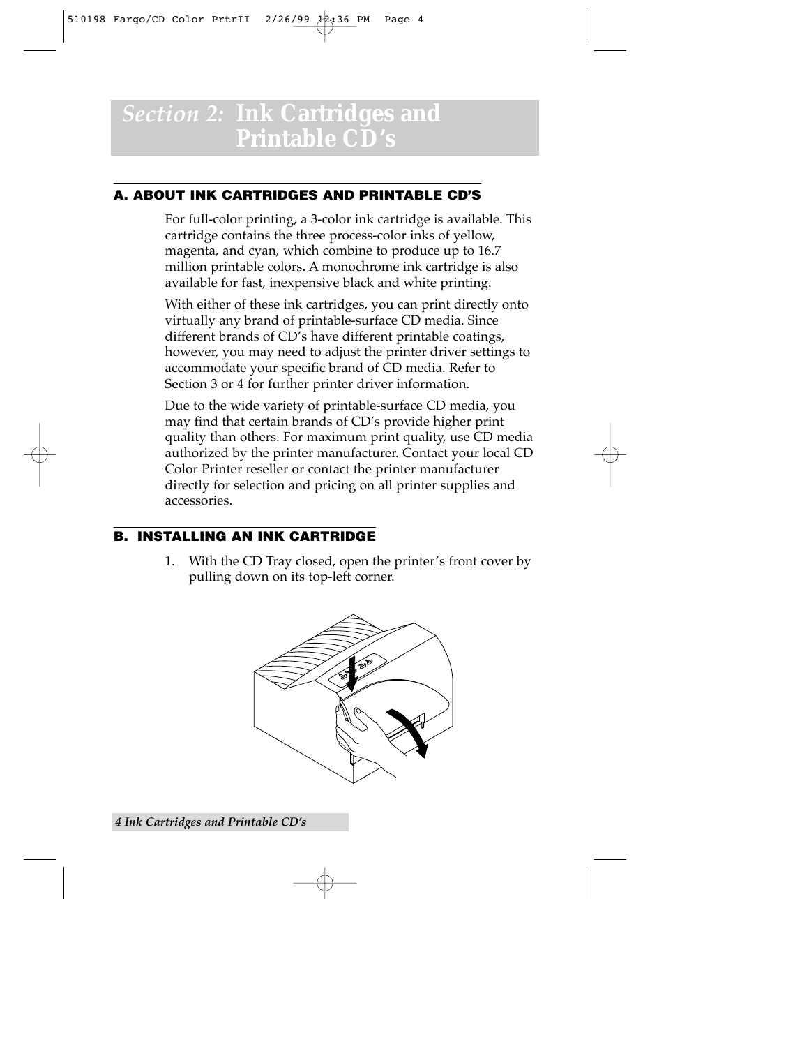# Section 2: Ink Cartridges and Printable CD's

## A. ABOUT INK CARTRIDGES AND PRINTABLE CD'S

For full-color printing, a 3-color ink cartridge is available. This cartridge contains the three process-color inks of yellow, magenta, and cyan, which combine to produce up to 16.7 million printable colors. A monochrome ink cartridge is also available for fast, inexpensive black and white printing.

With either of these ink cartridges, you can print directly onto virtually any brand of printable-surface CD media. Since different brands of CD's have different printable coatings, however, you may need to adjust the printer driver settings to accommodate your specific brand of CD media. Refer to Section 3 or 4 for further printer driver information.

Due to the wide variety of printable-surface CD media, you may find that certain brands of CD's provide higher print quality than others. For maximum print quality, use CD media authorized by the printer manufacturer. Contact your local CD Color Printer reseller or contact the printer manufacturer directly for selection and pricing on all printer supplies and accessories.

## B. INSTALLING AN INK CARTRIDGE

1. With the CD Tray closed, open the printer's front cover by pulling down on its top-left corner.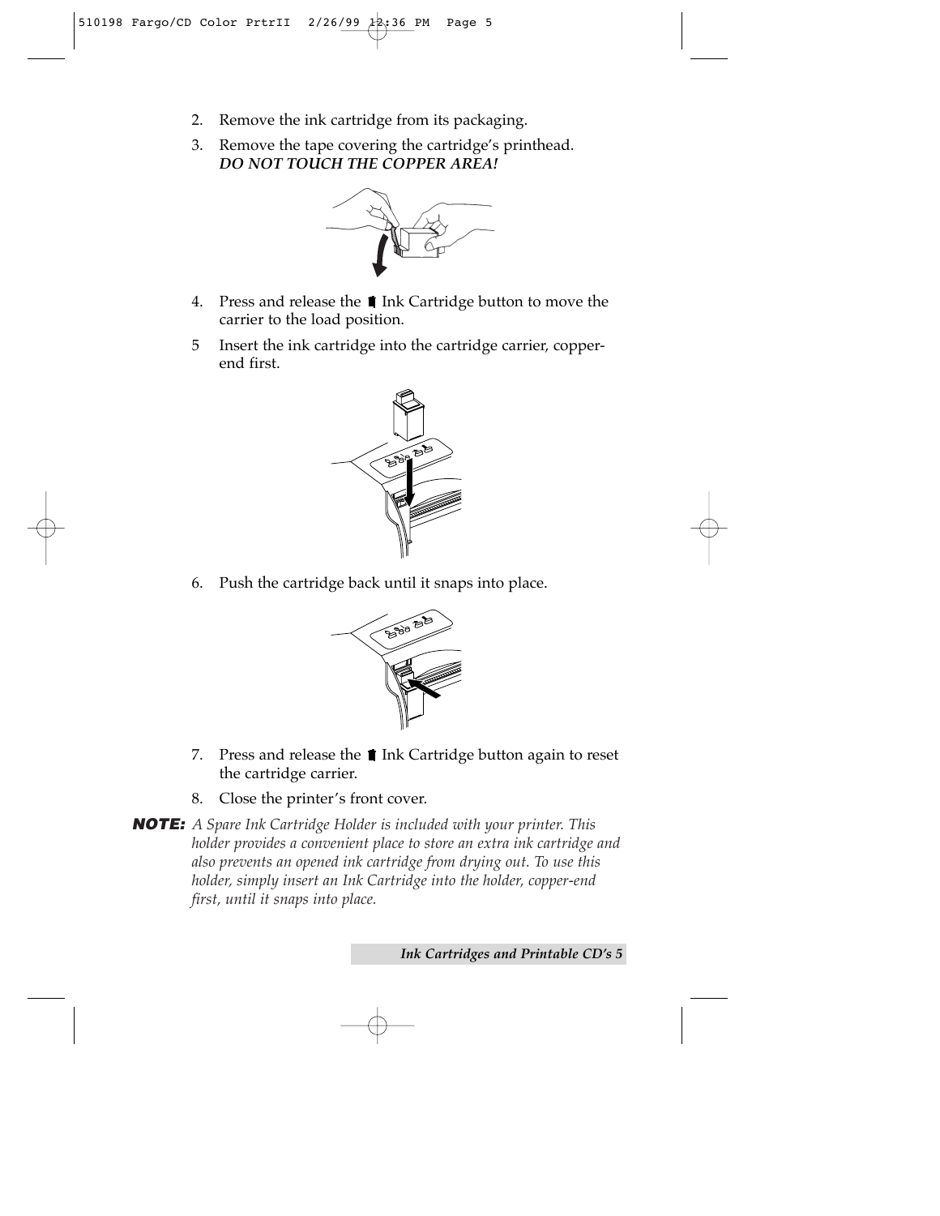2. Remove the ink cartridge from its packaging.
3. Remove the tape covering the cartridge's printhead. ***DO NOT TOUCH THE COPPER AREA!***
4. Press and release the Ink Cartridge button to move the carrier to the load position.
5. Insert the ink cartridge into the cartridge carrier, copper-end first.
6. Push the cartridge back until it snaps into place.
7. Press and release the Ink Cartridge button again to reset the cartridge carrier.
8. Close the printer's front cover.

**NOTE:** *A Spare Ink Cartridge Holder is included with your printer. This holder provides a convenient place to store an extra ink cartridge and also prevents an opened ink cartridge from drying out. To use this holder, simply insert an Ink Cartridge into the holder, copper-end first, until it snaps into place.*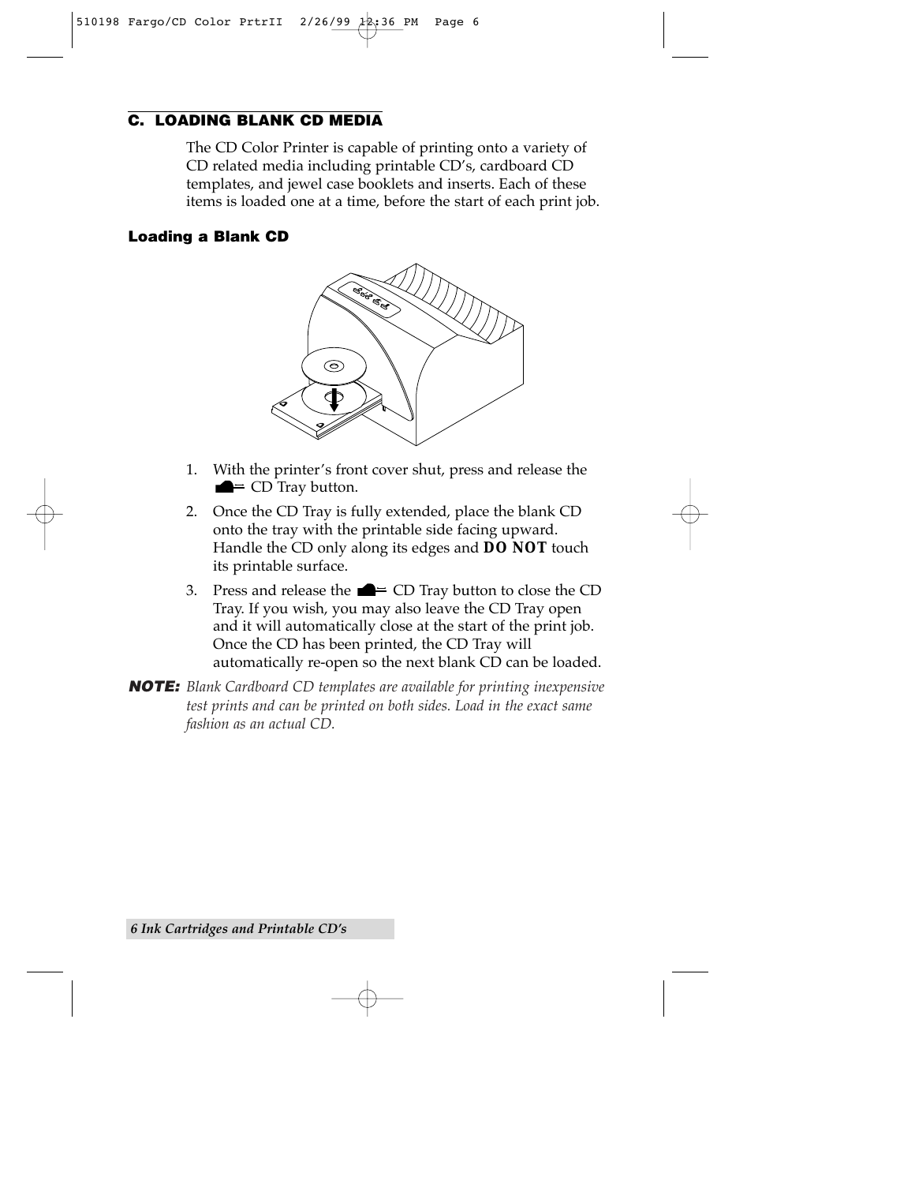## C. LOADING BLANK CD MEDIA

The CD Color Printer is capable of printing onto a variety of CD related media including printable CD's, cardboard CD templates, and jewel case booklets and inserts. Each of these items is loaded one at a time, before the start of each print job.

### Loading a Blank CD

1. With the printer's front cover shut, press and release the CD Tray button.
2. Once the CD Tray is fully extended, place the blank CD onto the tray with the printable side facing upward. Handle the CD only along its edges and **DO NOT** touch its printable surface.
3. Press and release the CD Tray button to close the CD Tray. If you wish, you may also leave the CD Tray open and it will automatically close at the start of the print job. Once the CD has been printed, the CD Tray will automatically re-open so the next blank CD can be loaded.

***NOTE:*** *Blank Cardboard CD templates are available for printing inexpensive test prints and can be printed on both sides. Load in the exact same fashion as an actual CD.*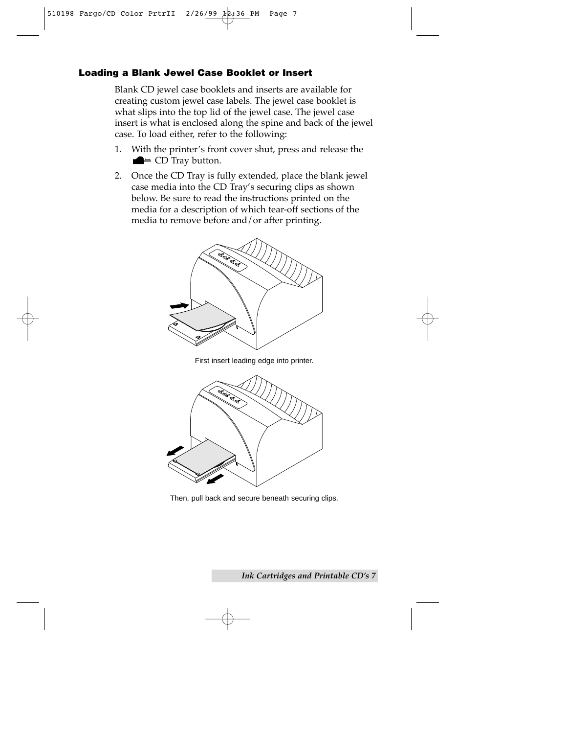### Loading a Blank Jewel Case Booklet or Insert

Blank CD jewel case booklets and inserts are available for creating custom jewel case labels. The jewel case booklet is what slips into the top lid of the jewel case. The jewel case insert is what is enclosed along the spine and back of the jewel case. To load either, refer to the following:

1. With the printer's front cover shut, press and release the CD Tray button.
2. Once the CD Tray is fully extended, place the blank jewel case media into the CD Tray's securing clips as shown below. Be sure to read the instructions printed on the media for a description of which tear-off sections of the media to remove before and/or after printing.

First insert leading edge into printer.

Then, pull back and secure beneath securing clips.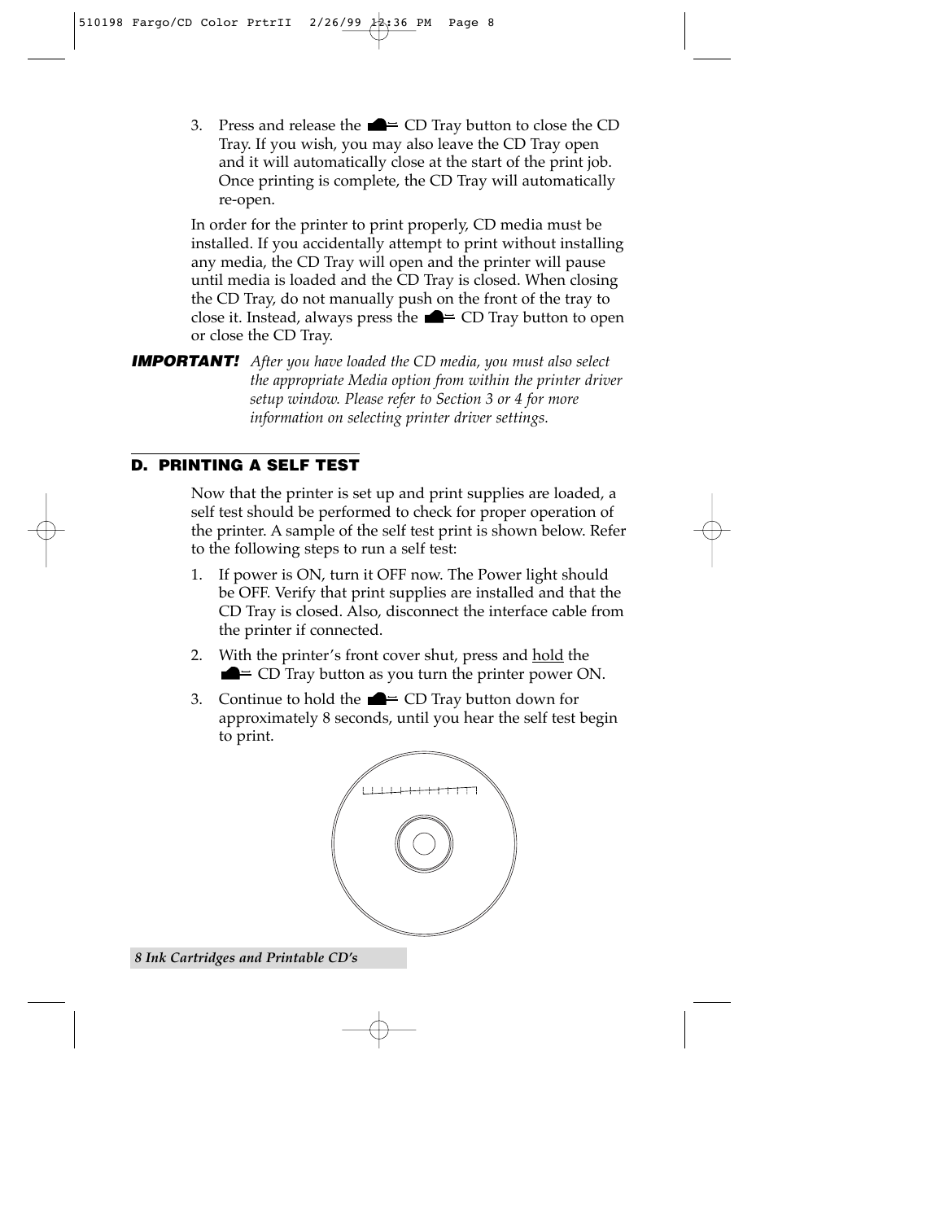3. Press and release the ▲═ CD Tray button to close the CD Tray. If you wish, you may also leave the CD Tray open and it will automatically close at the start of the print job. Once printing is complete, the CD Tray will automatically re-open.

In order for the printer to print properly, CD media must be installed. If you accidentally attempt to print without installing any media, the CD Tray will open and the printer will pause until media is loaded and the CD Tray is closed. When closing the CD Tray, do not manually push on the front of the tray to close it. Instead, always press the ▲═ CD Tray button to open or close the CD Tray.

***IMPORTANT!*** *After you have loaded the CD media, you must also select the appropriate Media option from within the printer driver setup window. Please refer to Section 3 or 4 for more information on selecting printer driver settings.*

## D. PRINTING A SELF TEST

Now that the printer is set up and print supplies are loaded, a self test should be performed to check for proper operation of the printer. A sample of the self test print is shown below. Refer to the following steps to run a self test:

1. If power is ON, turn it OFF now. The Power light should be OFF. Verify that print supplies are installed and that the CD Tray is closed. Also, disconnect the interface cable from the printer if connected.
2. With the printer's front cover shut, press and hold the ▲═ CD Tray button as you turn the printer power ON.
3. Continue to hold the ▲═ CD Tray button down for approximately 8 seconds, until you hear the self test begin to print.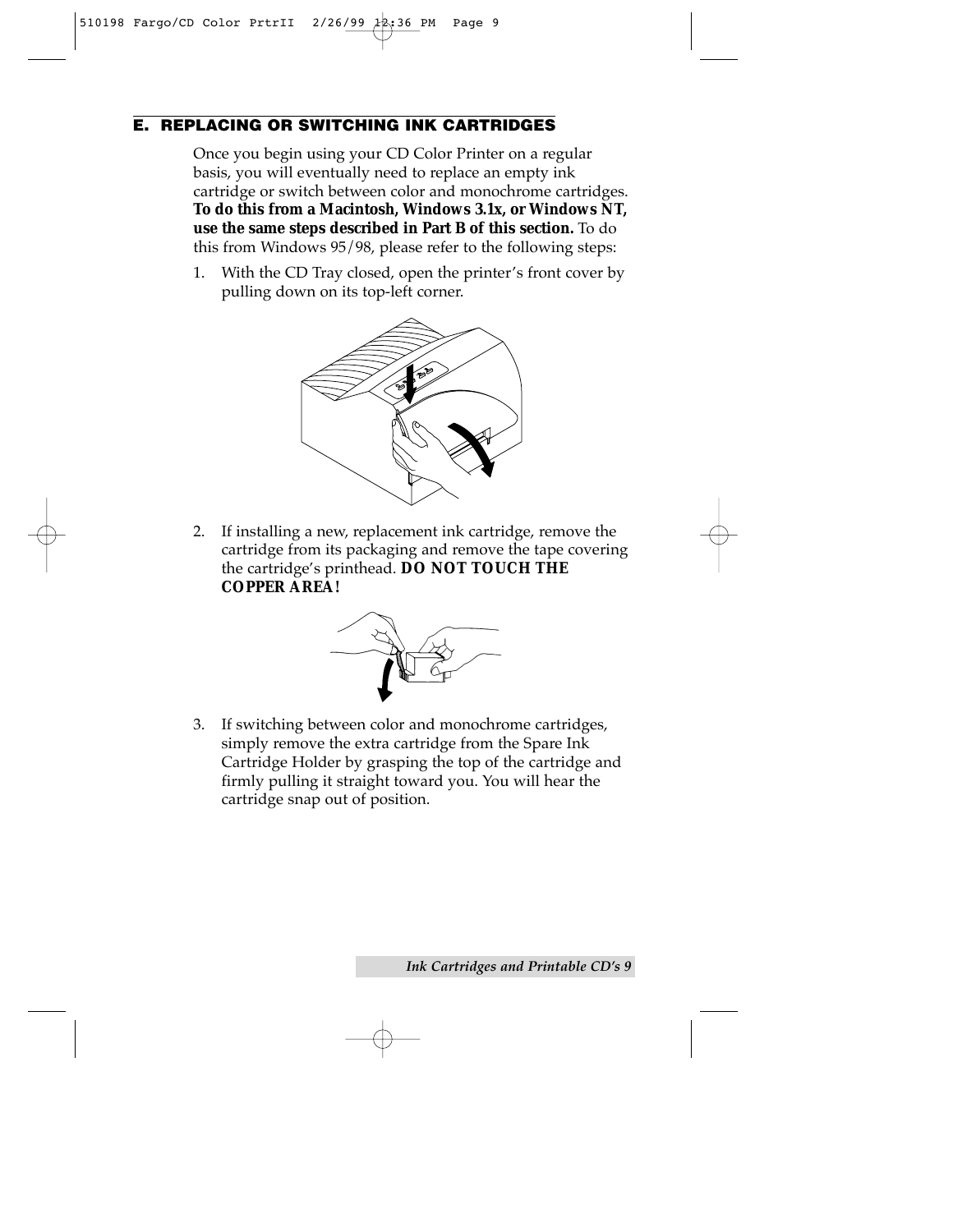## E. REPLACING OR SWITCHING INK CARTRIDGES

Once you begin using your CD Color Printer on a regular basis, you will eventually need to replace an empty ink cartridge or switch between color and monochrome cartridges. **To do this from a Macintosh, Windows 3.1x, or Windows NT, use the same steps described in Part B of this section.** To do this from Windows 95/98, please refer to the following steps:

1. With the CD Tray closed, open the printer's front cover by pulling down on its top-left corner.

2. If installing a new, replacement ink cartridge, remove the cartridge from its packaging and remove the tape covering the cartridge's printhead. **DO NOT TOUCH THE COPPER AREA!**

3. If switching between color and monochrome cartridges, simply remove the extra cartridge from the Spare Ink Cartridge Holder by grasping the top of the cartridge and firmly pulling it straight toward you. You will hear the cartridge snap out of position.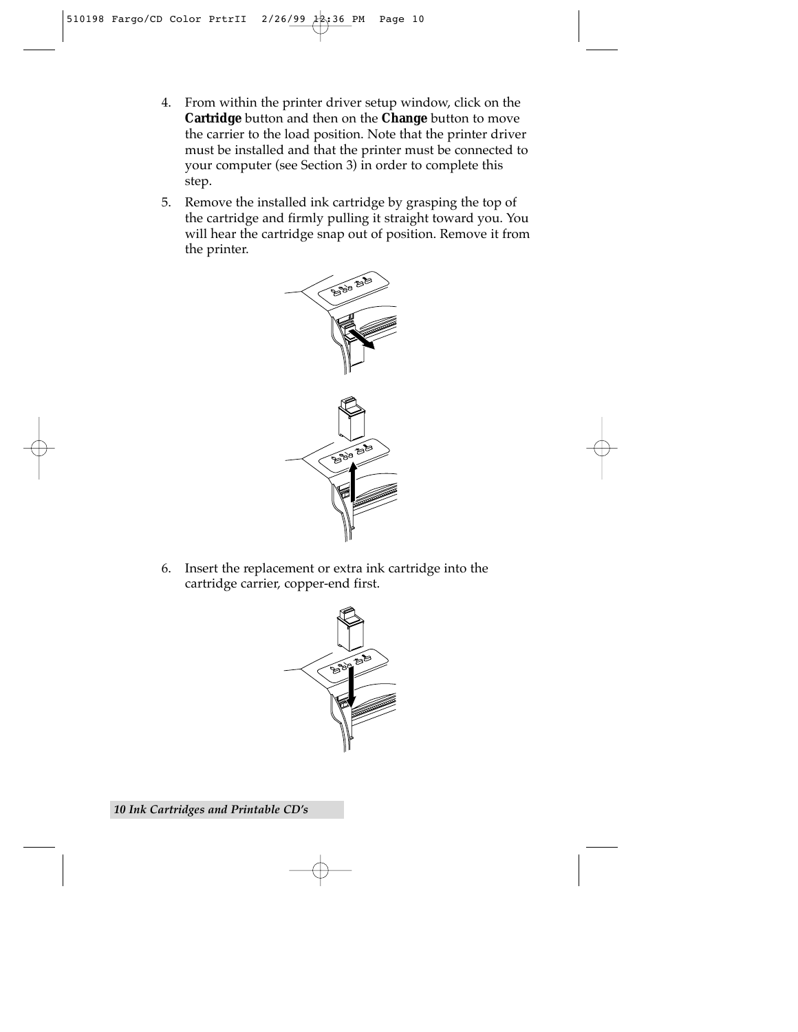4. From within the printer driver setup window, click on the **Cartridge** button and then on the **Change** button to move the carrier to the load position. Note that the printer driver must be installed and that the printer must be connected to your computer (see Section 3) in order to complete this step.

5. Remove the installed ink cartridge by grasping the top of the cartridge and firmly pulling it straight toward you. You will hear the cartridge snap out of position. Remove it from the printer.

6. Insert the replacement or extra ink cartridge into the cartridge carrier, copper-end first.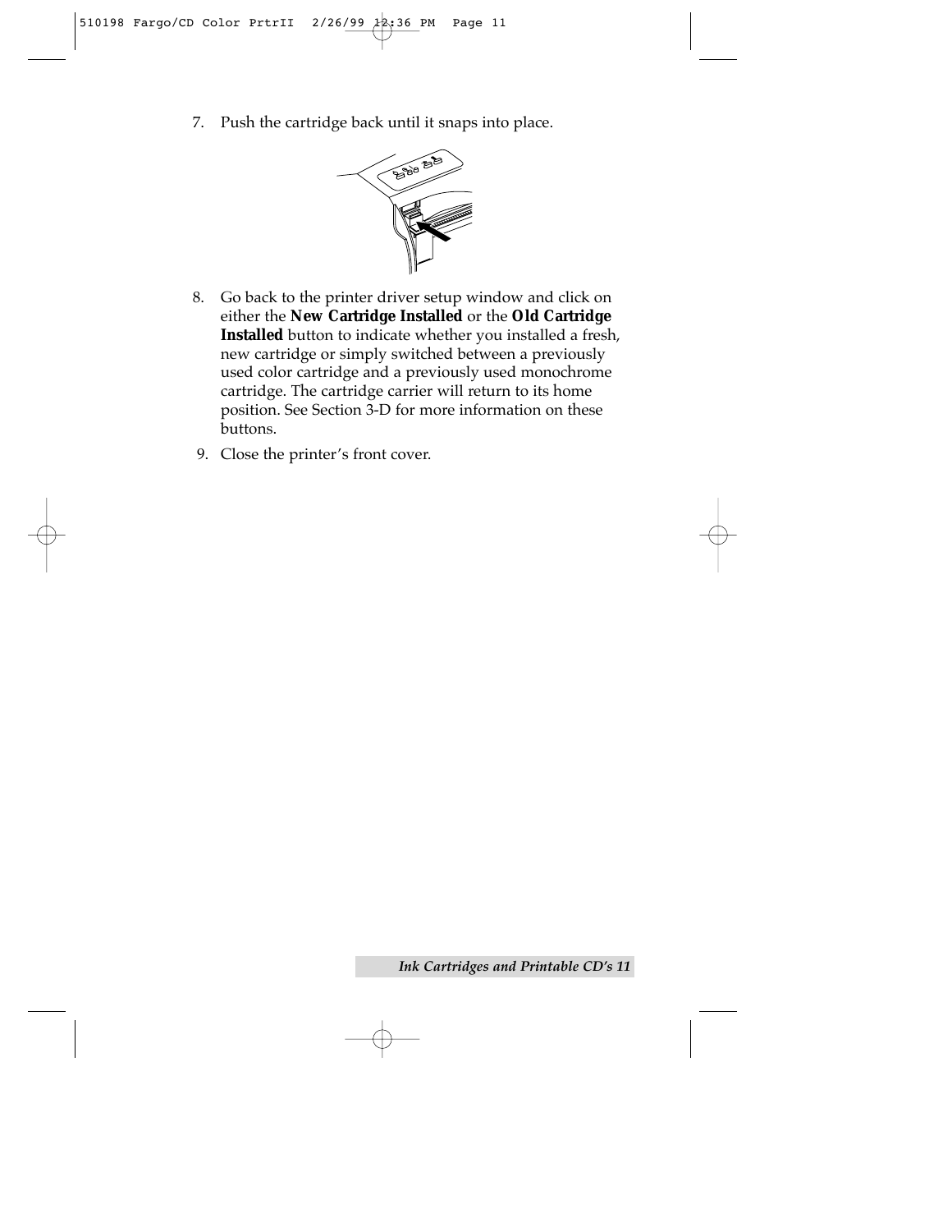7. Push the cartridge back until it snaps into place.

8. Go back to the printer driver setup window and click on either the **New Cartridge Installed** or the **Old Cartridge Installed** button to indicate whether you installed a fresh, new cartridge or simply switched between a previously used color cartridge and a previously used monochrome cartridge. The cartridge carrier will return to its home position. See Section 3-D for more information on these buttons.

9. Close the printer's front cover.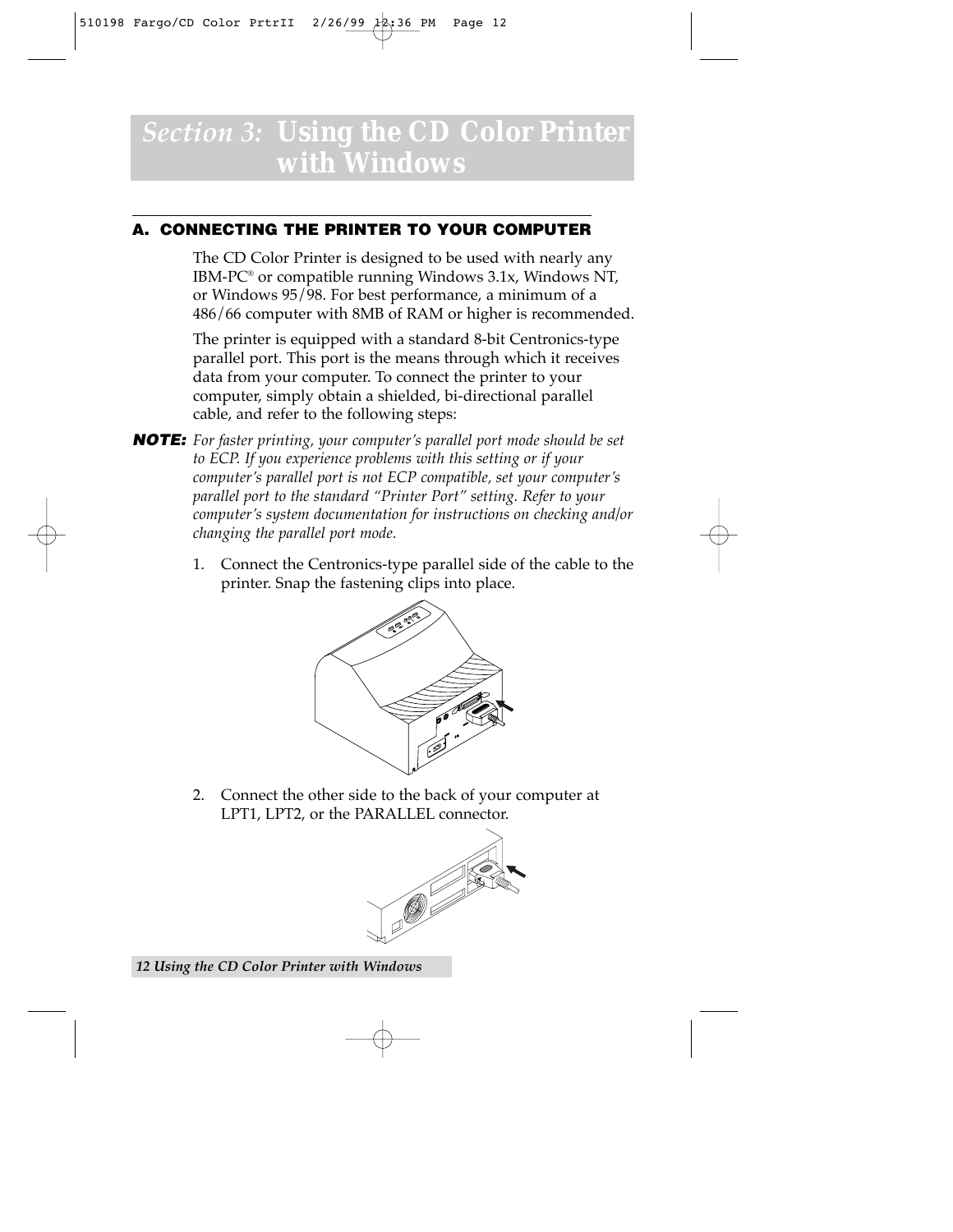# *Section 3:* Using the CD Color Printer with Windows

## A. CONNECTING THE PRINTER TO YOUR COMPUTER

The CD Color Printer is designed to be used with nearly any IBM-PC® or compatible running Windows 3.1x, Windows NT, or Windows 95/98. For best performance, a minimum of a 486/66 computer with 8MB of RAM or higher is recommended.

The printer is equipped with a standard 8-bit Centronics-type parallel port. This port is the means through which it receives data from your computer. To connect the printer to your computer, simply obtain a shielded, bi-directional parallel cable, and refer to the following steps:

***NOTE:*** *For faster printing, your computer's parallel port mode should be set to ECP. If you experience problems with this setting or if your computer's parallel port is not ECP compatible, set your computer's parallel port to the standard "Printer Port" setting. Refer to your computer's system documentation for instructions on checking and/or changing the parallel port mode.*

1. Connect the Centronics-type parallel side of the cable to the printer. Snap the fastening clips into place.

2. Connect the other side to the back of your computer at LPT1, LPT2, or the PARALLEL connector.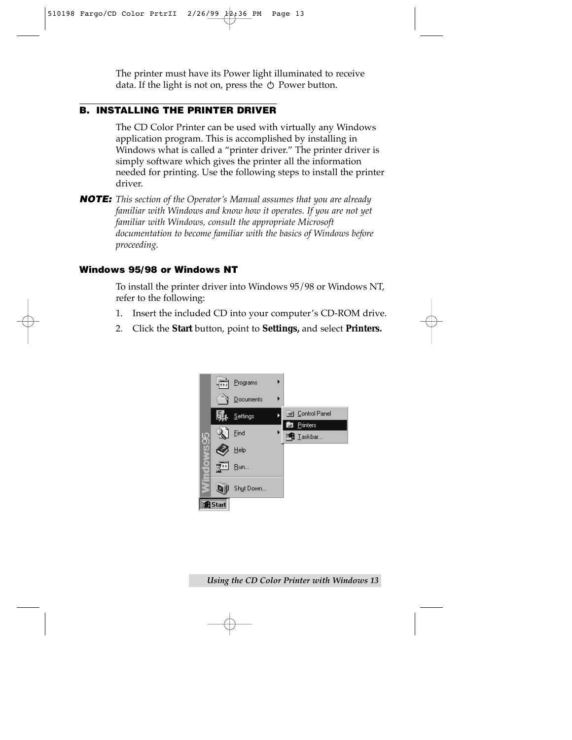The printer must have its Power light illuminated to receive data. If the light is not on, press the ⏻ Power button.

## B. INSTALLING THE PRINTER DRIVER

The CD Color Printer can be used with virtually any Windows application program. This is accomplished by installing in Windows what is called a "printer driver." The printer driver is simply software which gives the printer all the information needed for printing. Use the following steps to install the printer driver.

***NOTE:*** *This section of the Operator's Manual assumes that you are already familiar with Windows and know how it operates. If you are not yet familiar with Windows, consult the appropriate Microsoft documentation to become familiar with the basics of Windows before proceeding.*

### Windows 95/98 or Windows NT

To install the printer driver into Windows 95/98 or Windows NT, refer to the following:

1. Insert the included CD into your computer's CD-ROM drive.
2. Click the **Start** button, point to **Settings,** and select **Printers.**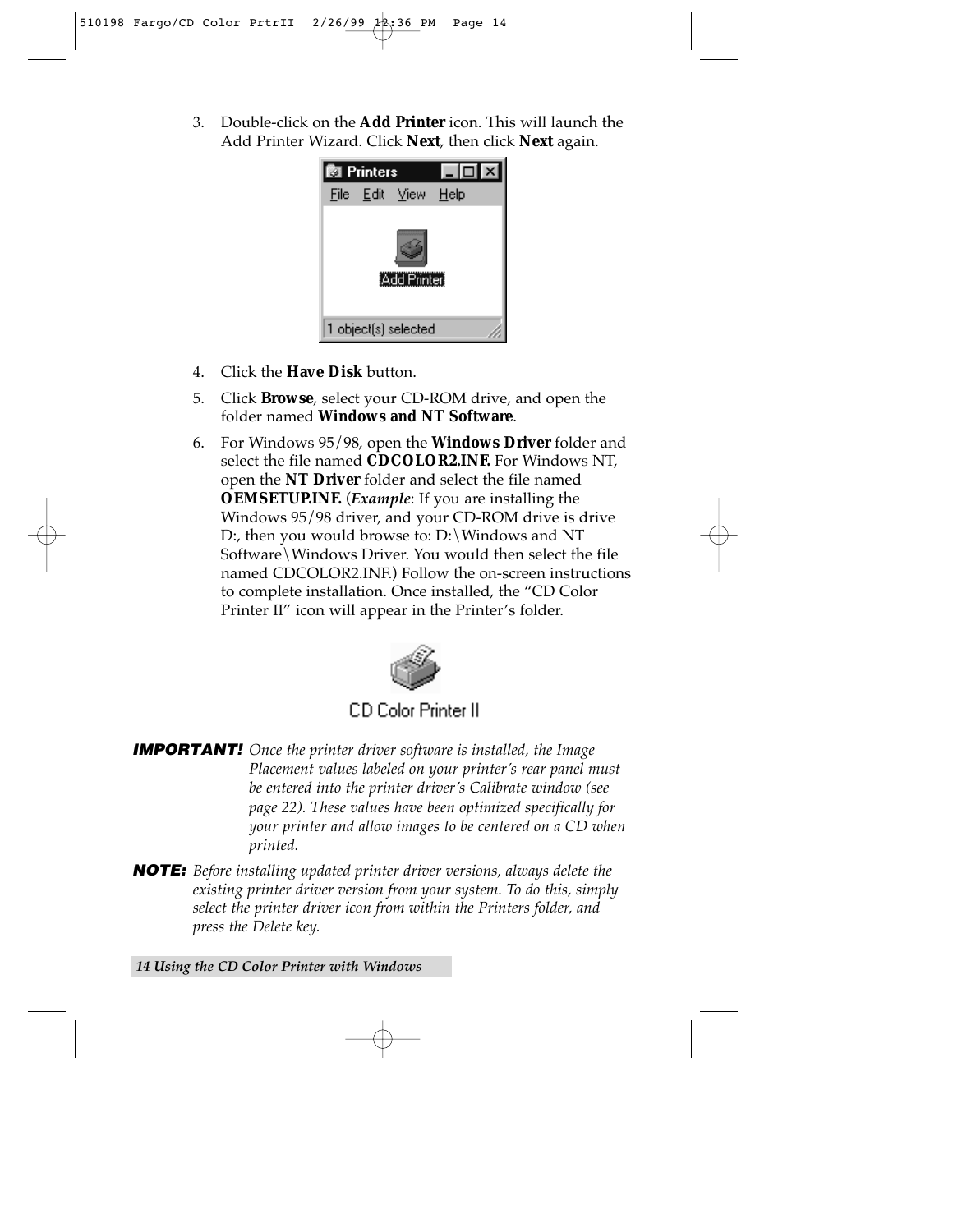3. Double-click on the **Add Printer** icon. This will launch the Add Printer Wizard. Click **Next**, then click **Next** again.

4. Click the **Have Disk** button.

5. Click **Browse**, select your CD-ROM drive, and open the folder named **Windows and NT Software**.

6. For Windows 95/98, open the **Windows Driver** folder and select the file named **CDCOLOR2.INF.** For Windows NT, open the **NT Driver** folder and select the file named **OEMSETUP.INF.** (*Example*: If you are installing the Windows 95/98 driver, and your CD-ROM drive is drive D:, then you would browse to: D:\Windows and NT Software\Windows Driver. You would then select the file named CDCOLOR2.INF.) Follow the on-screen instructions to complete installation. Once installed, the "CD Color Printer II" icon will appear in the Printer's folder.

**IMPORTANT!** *Once the printer driver software is installed, the Image Placement values labeled on your printer's rear panel must be entered into the printer driver's Calibrate window (see page 22). These values have been optimized specifically for your printer and allow images to be centered on a CD when printed.*

**NOTE:** *Before installing updated printer driver versions, always delete the existing printer driver version from your system. To do this, simply select the printer driver icon from within the Printers folder, and press the Delete key.*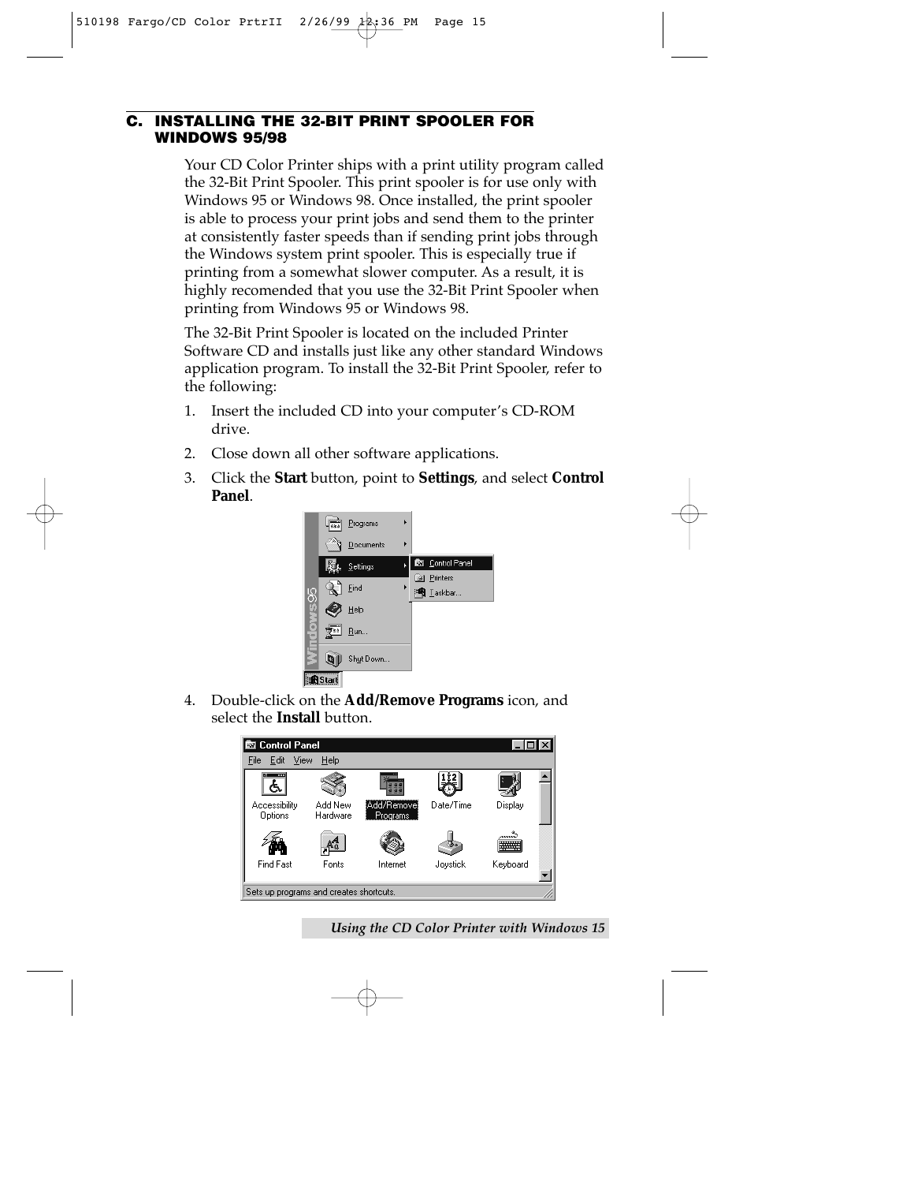## C. INSTALLING THE 32-BIT PRINT SPOOLER FOR WINDOWS 95/98

Your CD Color Printer ships with a print utility program called the 32-Bit Print Spooler. This print spooler is for use only with Windows 95 or Windows 98. Once installed, the print spooler is able to process your print jobs and send them to the printer at consistently faster speeds than if sending print jobs through the Windows system print spooler. This is especially true if printing from a somewhat slower computer. As a result, it is highly recomended that you use the 32-Bit Print Spooler when printing from Windows 95 or Windows 98.

The 32-Bit Print Spooler is located on the included Printer Software CD and installs just like any other standard Windows application program. To install the 32-Bit Print Spooler, refer to the following:

1. Insert the included CD into your computer's CD-ROM drive.
2. Close down all other software applications.
3. Click the **Start** button, point to **Settings**, and select **Control Panel**.
4. Double-click on the **Add/Remove Programs** icon, and select the **Install** button.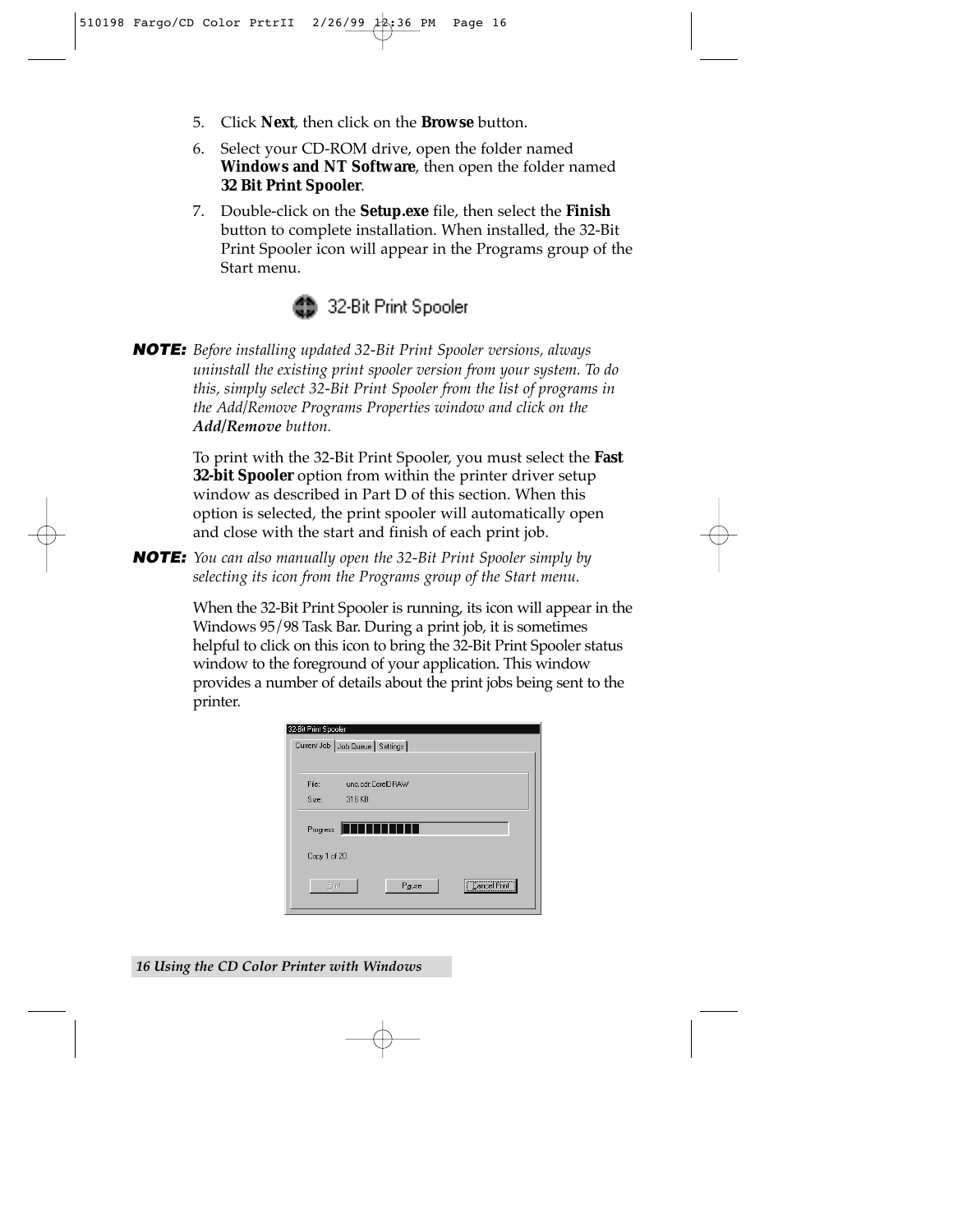5. Click **Next**, then click on the **Browse** button.
6. Select your CD-ROM drive, open the folder named **Windows and NT Software**, then open the folder named **32 Bit Print Spooler**.
7. Double-click on the **Setup.exe** file, then select the **Finish** button to complete installation. When installed, the 32-Bit Print Spooler icon will appear in the Programs group of the Start menu.

32-Bit Print Spooler

**NOTE:** *Before installing updated 32-Bit Print Spooler versions, always uninstall the existing print spooler version from your system. To do this, simply select 32-Bit Print Spooler from the list of programs in the Add/Remove Programs Properties window and click on the* ***Add/Remove*** *button.*

To print with the 32-Bit Print Spooler, you must select the **Fast 32-bit Spooler** option from within the printer driver setup window as described in Part D of this section. When this option is selected, the print spooler will automatically open and close with the start and finish of each print job.

**NOTE:** *You can also manually open the 32-Bit Print Spooler simply by selecting its icon from the Programs group of the Start menu.*

When the 32-Bit Print Spooler is running, its icon will appear in the Windows 95/98 Task Bar. During a print job, it is sometimes helpful to click on this icon to bring the 32-Bit Print Spooler status window to the foreground of your application. This window provides a number of details about the print jobs being sent to the printer.

32-Bit Print Spooler

Current Job | Job Queue | Settings

File: uno.cdr CorelDRAW

Size: 316 KB

Progress

Copy 1 of 20

Print | Pause | Cancel Print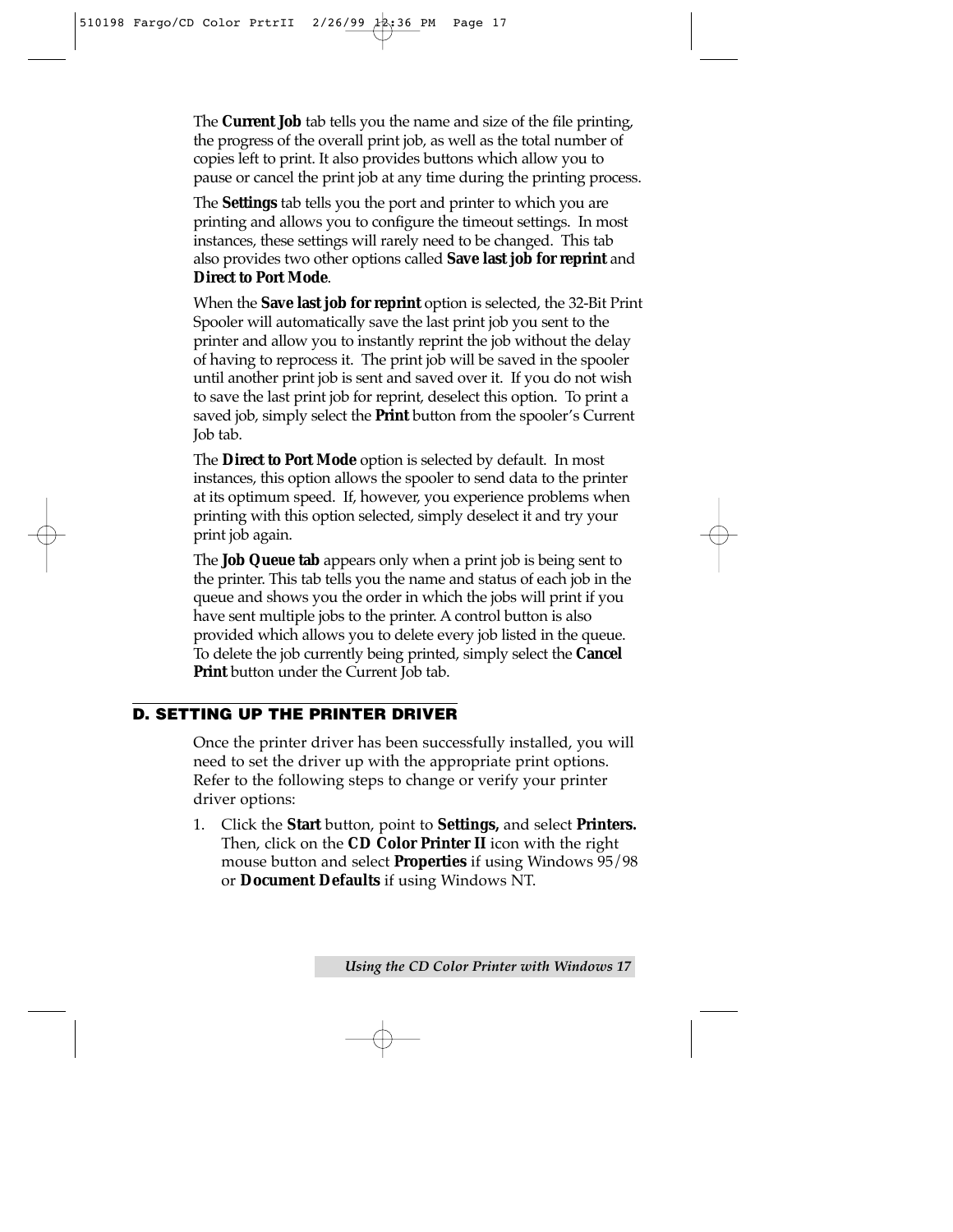The **Current Job** tab tells you the name and size of the file printing, the progress of the overall print job, as well as the total number of copies left to print. It also provides buttons which allow you to pause or cancel the print job at any time during the printing process.

The **Settings** tab tells you the port and printer to which you are printing and allows you to configure the timeout settings. In most instances, these settings will rarely need to be changed. This tab also provides two other options called **Save last job for reprint** and **Direct to Port Mode**.

When the **Save last job for reprint** option is selected, the 32-Bit Print Spooler will automatically save the last print job you sent to the printer and allow you to instantly reprint the job without the delay of having to reprocess it. The print job will be saved in the spooler until another print job is sent and saved over it. If you do not wish to save the last print job for reprint, deselect this option. To print a saved job, simply select the **Print** button from the spooler's Current Job tab.

The **Direct to Port Mode** option is selected by default. In most instances, this option allows the spooler to send data to the printer at its optimum speed. If, however, you experience problems when printing with this option selected, simply deselect it and try your print job again.

The **Job Queue tab** appears only when a print job is being sent to the printer. This tab tells you the name and status of each job in the queue and shows you the order in which the jobs will print if you have sent multiple jobs to the printer. A control button is also provided which allows you to delete every job listed in the queue. To delete the job currently being printed, simply select the **Cancel Print** button under the Current Job tab.

## D. SETTING UP THE PRINTER DRIVER

Once the printer driver has been successfully installed, you will need to set the driver up with the appropriate print options. Refer to the following steps to change or verify your printer driver options:

1. Click the **Start** button, point to **Settings,** and select **Printers.** Then, click on the **CD Color Printer II** icon with the right mouse button and select **Properties** if using Windows 95/98 or **Document Defaults** if using Windows NT.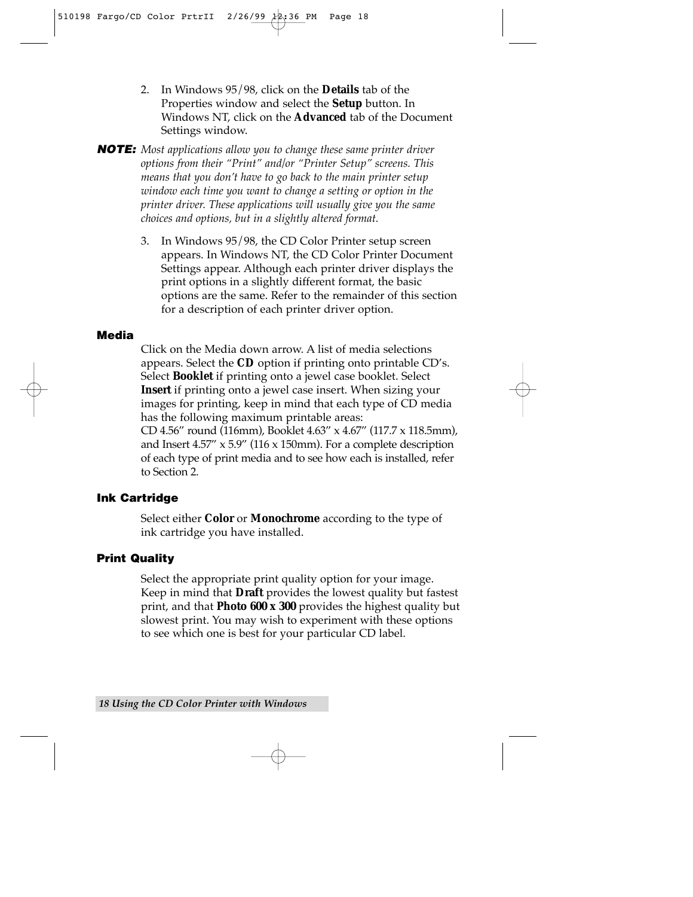2. In Windows 95/98, click on the **Details** tab of the Properties window and select the **Setup** button. In Windows NT, click on the **Advanced** tab of the Document Settings window.

***NOTE:*** *Most applications allow you to change these same printer driver options from their "Print" and/or "Printer Setup" screens. This means that you don't have to go back to the main printer setup window each time you want to change a setting or option in the printer driver. These applications will usually give you the same choices and options, but in a slightly altered format.*

3. In Windows 95/98, the CD Color Printer setup screen appears. In Windows NT, the CD Color Printer Document Settings appear. Although each printer driver displays the print options in a slightly different format, the basic options are the same. Refer to the remainder of this section for a description of each printer driver option.

### Media

Click on the Media down arrow. A list of media selections appears. Select the **CD** option if printing onto printable CD's. Select **Booklet** if printing onto a jewel case booklet. Select **Insert** if printing onto a jewel case insert. When sizing your images for printing, keep in mind that each type of CD media has the following maximum printable areas:
CD 4.56" round (116mm), Booklet 4.63" x 4.67" (117.7 x 118.5mm), and Insert 4.57" x 5.9" (116 x 150mm). For a complete description of each type of print media and to see how each is installed, refer to Section 2.

### Ink Cartridge

Select either **Color** or **Monochrome** according to the type of ink cartridge you have installed.

### Print Quality

Select the appropriate print quality option for your image. Keep in mind that **Draft** provides the lowest quality but fastest print, and that **Photo 600 x 300** provides the highest quality but slowest print. You may wish to experiment with these options to see which one is best for your particular CD label.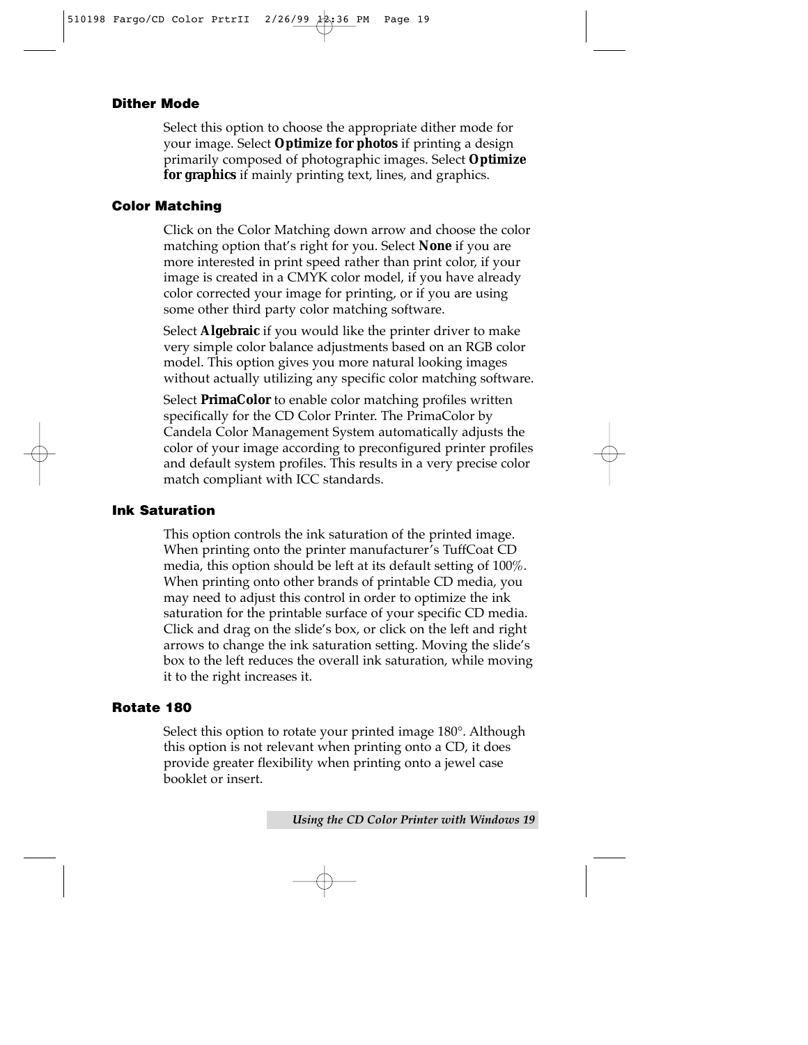### Dither Mode

Select this option to choose the appropriate dither mode for your image. Select **Optimize for photos** if printing a design primarily composed of photographic images. Select **Optimize for graphics** if mainly printing text, lines, and graphics.

### Color Matching

Click on the Color Matching down arrow and choose the color matching option that's right for you. Select **None** if you are more interested in print speed rather than print color, if your image is created in a CMYK color model, if you have already color corrected your image for printing, or if you are using some other third party color matching software.

Select **Algebraic** if you would like the printer driver to make very simple color balance adjustments based on an RGB color model. This option gives you more natural looking images without actually utilizing any specific color matching software.

Select **PrimaColor** to enable color matching profiles written specifically for the CD Color Printer. The PrimaColor by Candela Color Management System automatically adjusts the color of your image according to preconfigured printer profiles and default system profiles. This results in a very precise color match compliant with ICC standards.

### Ink Saturation

This option controls the ink saturation of the printed image. When printing onto the printer manufacturer's TuffCoat CD media, this option should be left at its default setting of 100%. When printing onto other brands of printable CD media, you may need to adjust this control in order to optimize the ink saturation for the printable surface of your specific CD media. Click and drag on the slide's box, or click on the left and right arrows to change the ink saturation setting. Moving the slide's box to the left reduces the overall ink saturation, while moving it to the right increases it.

### Rotate 180

Select this option to rotate your printed image 180°. Although this option is not relevant when printing onto a CD, it does provide greater flexibility when printing onto a jewel case booklet or insert.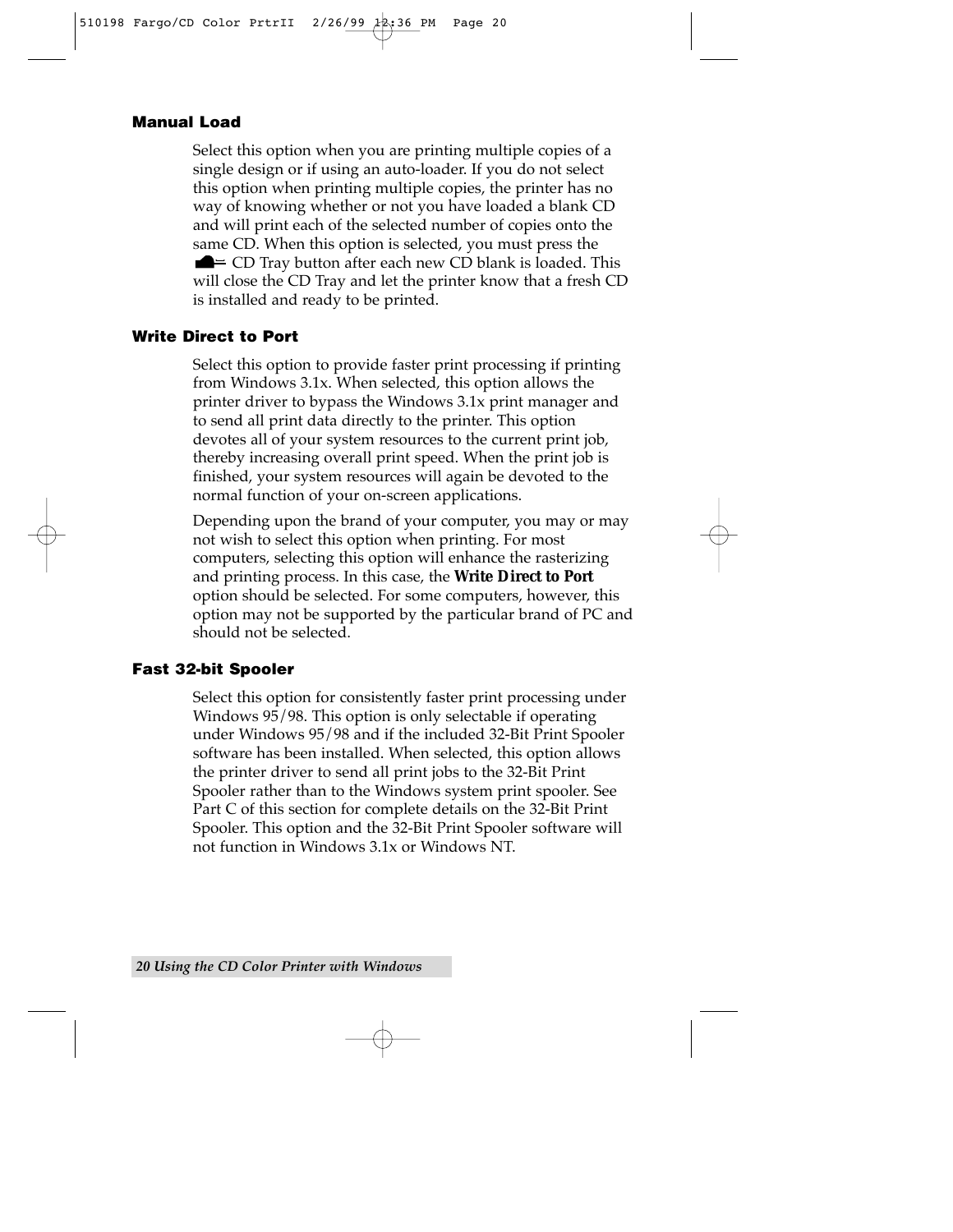### Manual Load

Select this option when you are printing multiple copies of a single design or if using an auto-loader. If you do not select this option when printing multiple copies, the printer has no way of knowing whether or not you have loaded a blank CD and will print each of the selected number of copies onto the same CD. When this option is selected, you must press the CD Tray button after each new CD blank is loaded. This will close the CD Tray and let the printer know that a fresh CD is installed and ready to be printed.

### Write Direct to Port

Select this option to provide faster print processing if printing from Windows 3.1x. When selected, this option allows the printer driver to bypass the Windows 3.1x print manager and to send all print data directly to the printer. This option devotes all of your system resources to the current print job, thereby increasing overall print speed. When the print job is finished, your system resources will again be devoted to the normal function of your on-screen applications.

Depending upon the brand of your computer, you may or may not wish to select this option when printing. For most computers, selecting this option will enhance the rasterizing and printing process. In this case, the ***Write Direct to Port*** option should be selected. For some computers, however, this option may not be supported by the particular brand of PC and should not be selected.

### Fast 32-bit Spooler

Select this option for consistently faster print processing under Windows 95/98. This option is only selectable if operating under Windows 95/98 and if the included 32-Bit Print Spooler software has been installed. When selected, this option allows the printer driver to send all print jobs to the 32-Bit Print Spooler rather than to the Windows system print spooler. See Part C of this section for complete details on the 32-Bit Print Spooler. This option and the 32-Bit Print Spooler software will not function in Windows 3.1x or Windows NT.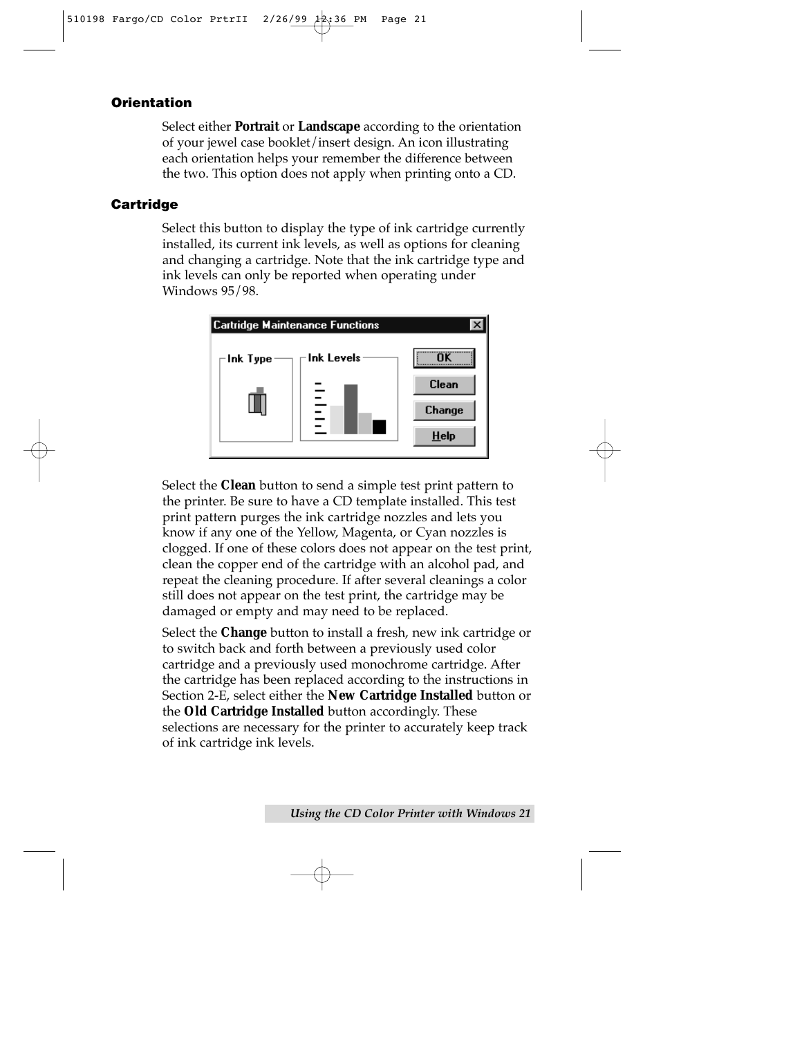## Orientation

Select either **Portrait** or **Landscape** according to the orientation of your jewel case booklet/insert design. An icon illustrating each orientation helps your remember the difference between the two. This option does not apply when printing onto a CD.

## Cartridge

Select this button to display the type of ink cartridge currently installed, its current ink levels, as well as options for cleaning and changing a cartridge. Note that the ink cartridge type and ink levels can only be reported when operating under Windows 95/98.

Select the **Clean** button to send a simple test print pattern to the printer. Be sure to have a CD template installed. This test print pattern purges the ink cartridge nozzles and lets you know if any one of the Yellow, Magenta, or Cyan nozzles is clogged. If one of these colors does not appear on the test print, clean the copper end of the cartridge with an alcohol pad, and repeat the cleaning procedure. If after several cleanings a color still does not appear on the test print, the cartridge may be damaged or empty and may need to be replaced.

Select the **Change** button to install a fresh, new ink cartridge or to switch back and forth between a previously used color cartridge and a previously used monochrome cartridge. After the cartridge has been replaced according to the instructions in Section 2-E, select either the **New Cartridge Installed** button or the **Old Cartridge Installed** button accordingly. These selections are necessary for the printer to accurately keep track of ink cartridge ink levels.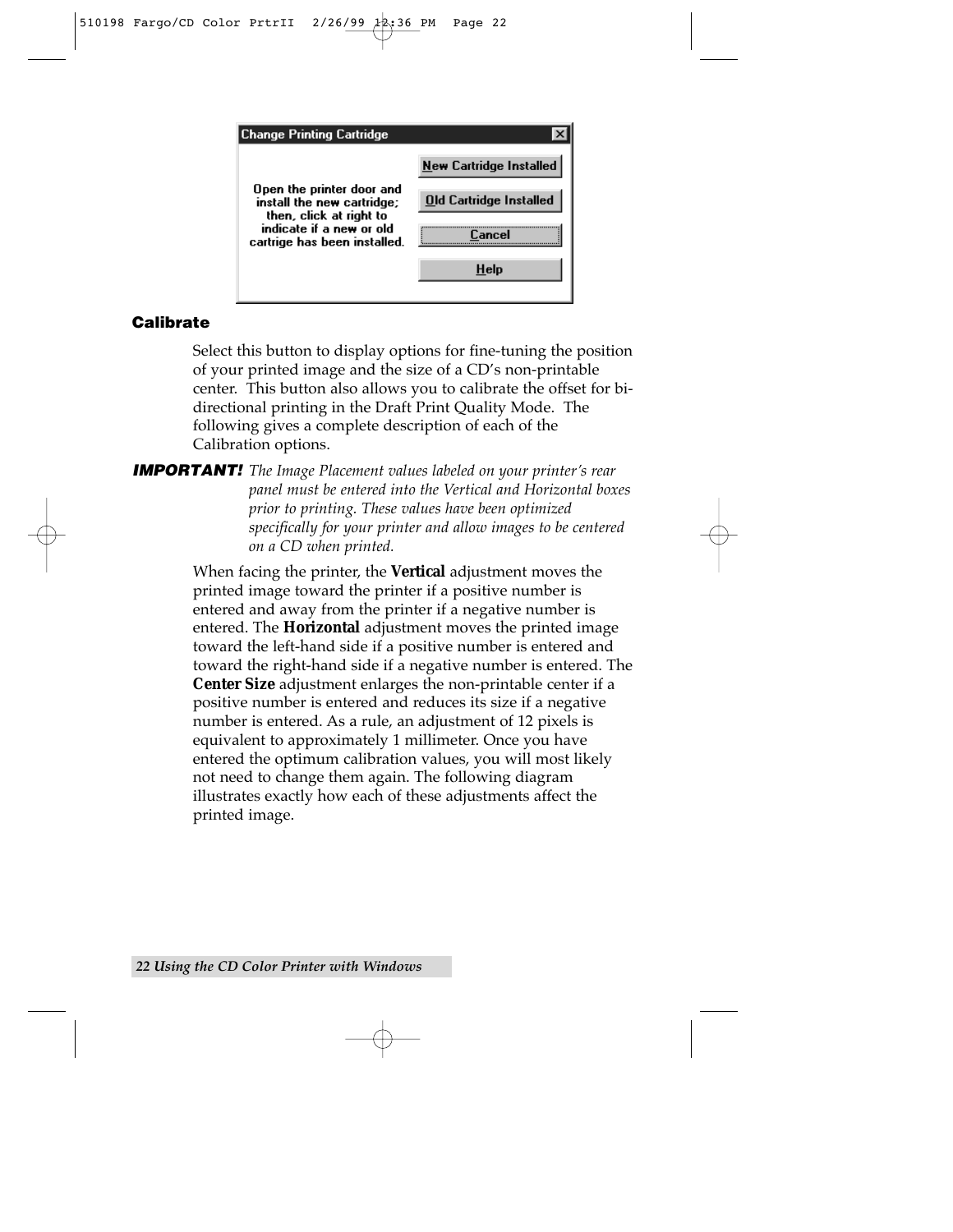**Change Printing Cartridge**

Open the printer door and install the new cartridge; then, click at right to indicate if a new or old cartrige has been installed.

New Cartridge Installed

Old Cartridge Installed

Cancel

Help

### Calibrate

Select this button to display options for fine-tuning the position of your printed image and the size of a CD's non-printable center. This button also allows you to calibrate the offset for bi-directional printing in the Draft Print Quality Mode. The following gives a complete description of each of the Calibration options.

***IMPORTANT!*** *The Image Placement values labeled on your printer's rear panel must be entered into the Vertical and Horizontal boxes prior to printing. These values have been optimized specifically for your printer and allow images to be centered on a CD when printed.*

When facing the printer, the **Vertical** adjustment moves the printed image toward the printer if a positive number is entered and away from the printer if a negative number is entered. The **Horizontal** adjustment moves the printed image toward the left-hand side if a positive number is entered and toward the right-hand side if a negative number is entered. The **Center Size** adjustment enlarges the non-printable center if a positive number is entered and reduces its size if a negative number is entered. As a rule, an adjustment of 12 pixels is equivalent to approximately 1 millimeter. Once you have entered the optimum calibration values, you will most likely not need to change them again. The following diagram illustrates exactly how each of these adjustments affect the printed image.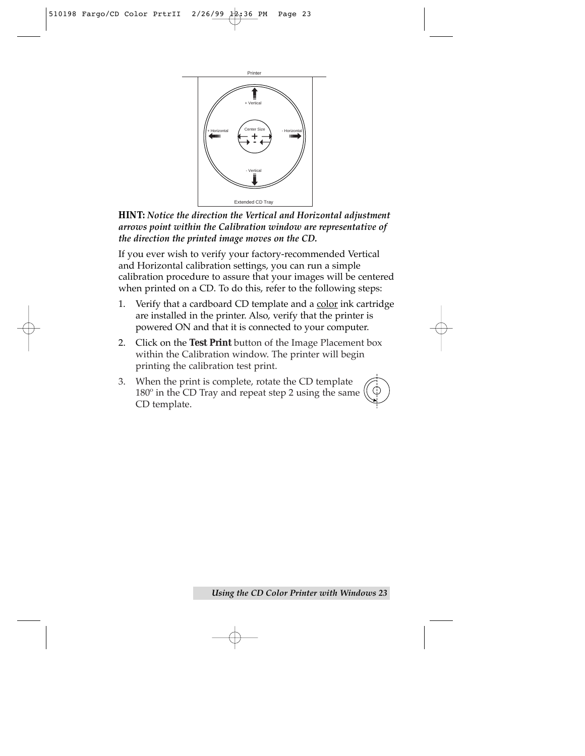Printer

+ Vertical

+ Horizontal

Center Size

- Horizontal

- Vertical

Extended CD Tray

**HINT:** ***Notice the direction the Vertical and Horizontal adjustment arrows point within the Calibration window are representative of the direction the printed image moves on the CD.***

If you ever wish to verify your factory-recommended Vertical and Horizontal calibration settings, you can run a simple calibration procedure to assure that your images will be centered when printed on a CD. To do this, refer to the following steps:

1. Verify that a cardboard CD template and a color ink cartridge are installed in the printer. Also, verify that the printer is powered ON and that it is connected to your computer.
2. Click on the **Test Print** button of the Image Placement box within the Calibration window. The printer will begin printing the calibration test print.
3. When the print is complete, rotate the CD template 180º in the CD Tray and repeat step 2 using the same CD template.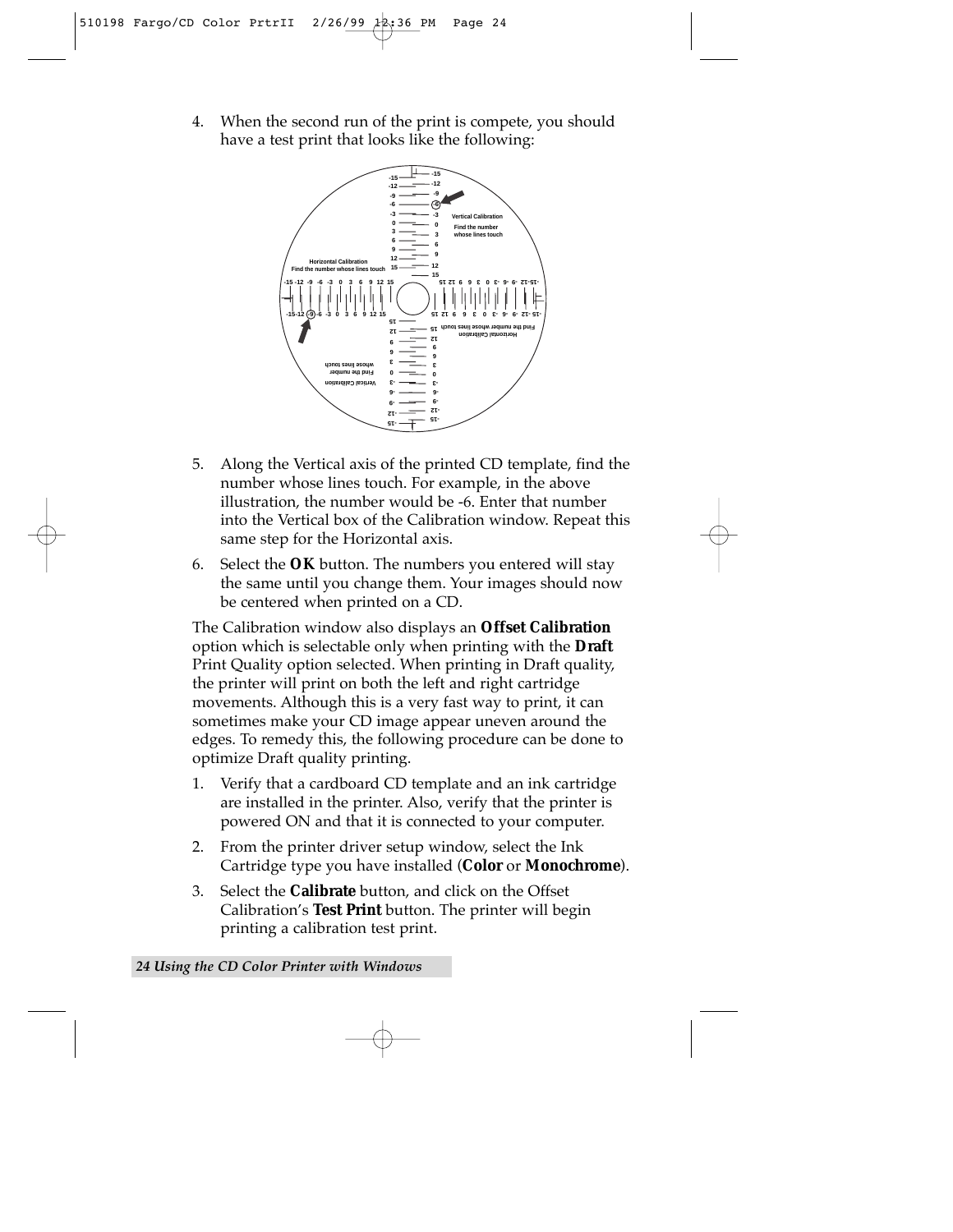4. When the second run of the print is compete, you should have a test print that looks like the following:

5. Along the Vertical axis of the printed CD template, find the number whose lines touch. For example, in the above illustration, the number would be -6. Enter that number into the Vertical box of the Calibration window. Repeat this same step for the Horizontal axis.

6. Select the **OK** button. The numbers you entered will stay the same until you change them. Your images should now be centered when printed on a CD.

The Calibration window also displays an **Offset Calibration** option which is selectable only when printing with the **Draft** Print Quality option selected. When printing in Draft quality, the printer will print on both the left and right cartridge movements. Although this is a very fast way to print, it can sometimes make your CD image appear uneven around the edges. To remedy this, the following procedure can be done to optimize Draft quality printing.

1. Verify that a cardboard CD template and an ink cartridge are installed in the printer. Also, verify that the printer is powered ON and that it is connected to your computer.

2. From the printer driver setup window, select the Ink Cartridge type you have installed (**Color** or **Monochrome**).

3. Select the **Calibrate** button, and click on the Offset Calibration's **Test Print** button. The printer will begin printing a calibration test print.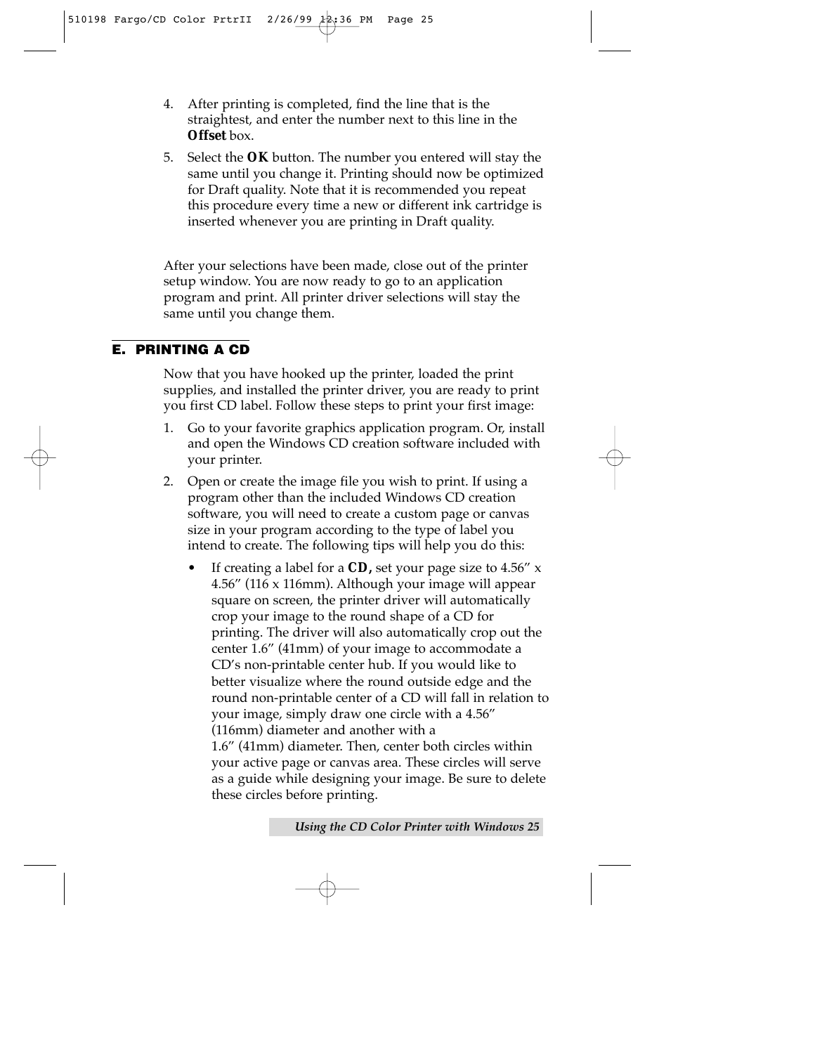4. After printing is completed, find the line that is the straightest, and enter the number next to this line in the **Offset** box.
5. Select the **OK** button. The number you entered will stay the same until you change it. Printing should now be optimized for Draft quality. Note that it is recommended you repeat this procedure every time a new or different ink cartridge is inserted whenever you are printing in Draft quality.

After your selections have been made, close out of the printer setup window. You are now ready to go to an application program and print. All printer driver selections will stay the same until you change them.

## E. PRINTING A CD

Now that you have hooked up the printer, loaded the print supplies, and installed the printer driver, you are ready to print you first CD label. Follow these steps to print your first image:

1. Go to your favorite graphics application program. Or, install and open the Windows CD creation software included with your printer.
2. Open or create the image file you wish to print. If using a program other than the included Windows CD creation software, you will need to create a custom page or canvas size in your program according to the type of label you intend to create. The following tips will help you do this:
   - If creating a label for a **CD,** set your page size to 4.56″ x 4.56″ (116 x 116mm). Although your image will appear square on screen, the printer driver will automatically crop your image to the round shape of a CD for printing. The driver will also automatically crop out the center 1.6″ (41mm) of your image to accommodate a CD's non-printable center hub. If you would like to better visualize where the round outside edge and the round non-printable center of a CD will fall in relation to your image, simply draw one circle with a 4.56″ (116mm) diameter and another with a 1.6″ (41mm) diameter. Then, center both circles within your active page or canvas area. These circles will serve as a guide while designing your image. Be sure to delete these circles before printing.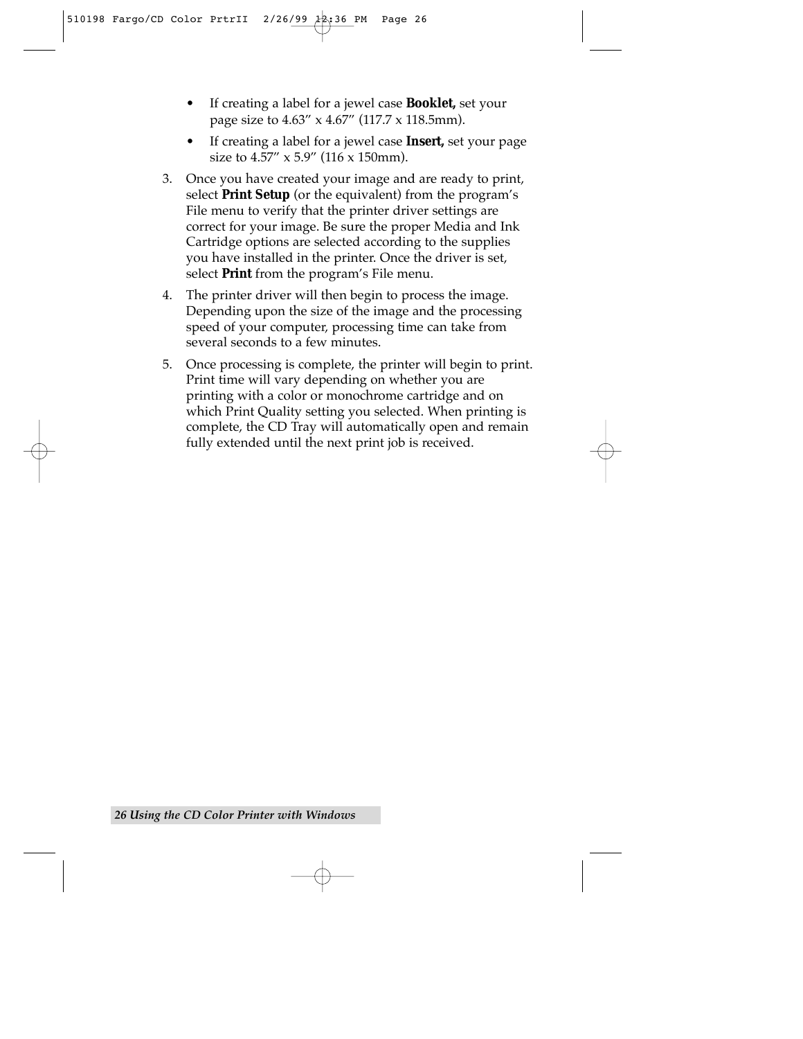- If creating a label for a jewel case **Booklet,** set your page size to 4.63″ x 4.67″ (117.7 x 118.5mm).
- If creating a label for a jewel case **Insert,** set your page size to 4.57″ x 5.9″ (116 x 150mm).

3. Once you have created your image and are ready to print, select **Print Setup** (or the equivalent) from the program's File menu to verify that the printer driver settings are correct for your image. Be sure the proper Media and Ink Cartridge options are selected according to the supplies you have installed in the printer. Once the driver is set, select **Print** from the program's File menu.
4. The printer driver will then begin to process the image. Depending upon the size of the image and the processing speed of your computer, processing time can take from several seconds to a few minutes.
5. Once processing is complete, the printer will begin to print. Print time will vary depending on whether you are printing with a color or monochrome cartridge and on which Print Quality setting you selected. When printing is complete, the CD Tray will automatically open and remain fully extended until the next print job is received.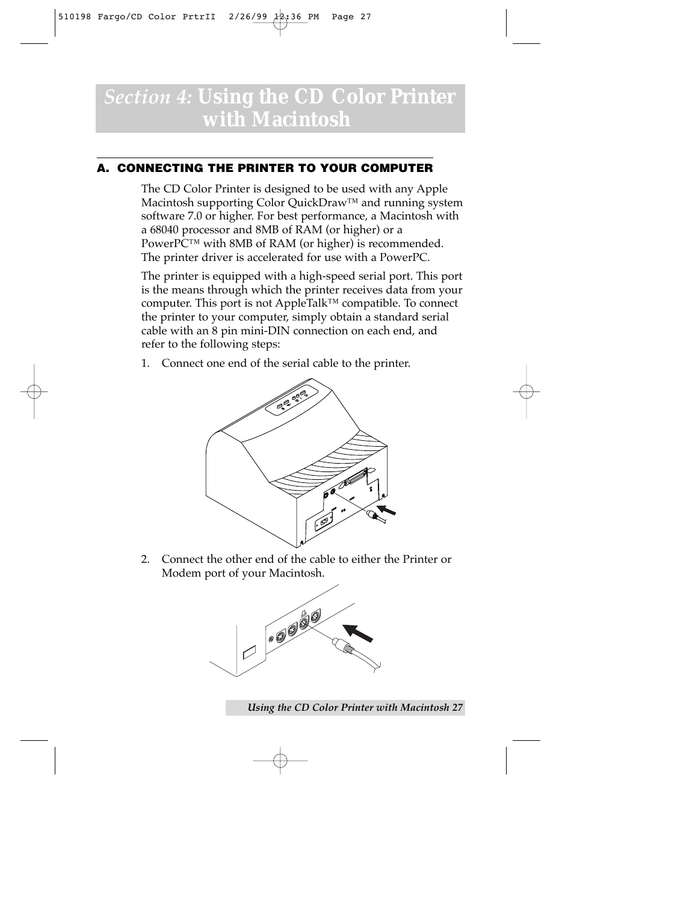# *Section 4:* Using the CD Color Printer with Macintosh

## A. CONNECTING THE PRINTER TO YOUR COMPUTER

The CD Color Printer is designed to be used with any Apple Macintosh supporting Color QuickDraw™ and running system software 7.0 or higher. For best performance, a Macintosh with a 68040 processor and 8MB of RAM (or higher) or a PowerPC™ with 8MB of RAM (or higher) is recommended. The printer driver is accelerated for use with a PowerPC.

The printer is equipped with a high-speed serial port. This port is the means through which the printer receives data from your computer. This port is not AppleTalk™ compatible. To connect the printer to your computer, simply obtain a standard serial cable with an 8 pin mini-DIN connection on each end, and refer to the following steps:

1. Connect one end of the serial cable to the printer.

2. Connect the other end of the cable to either the Printer or Modem port of your Macintosh.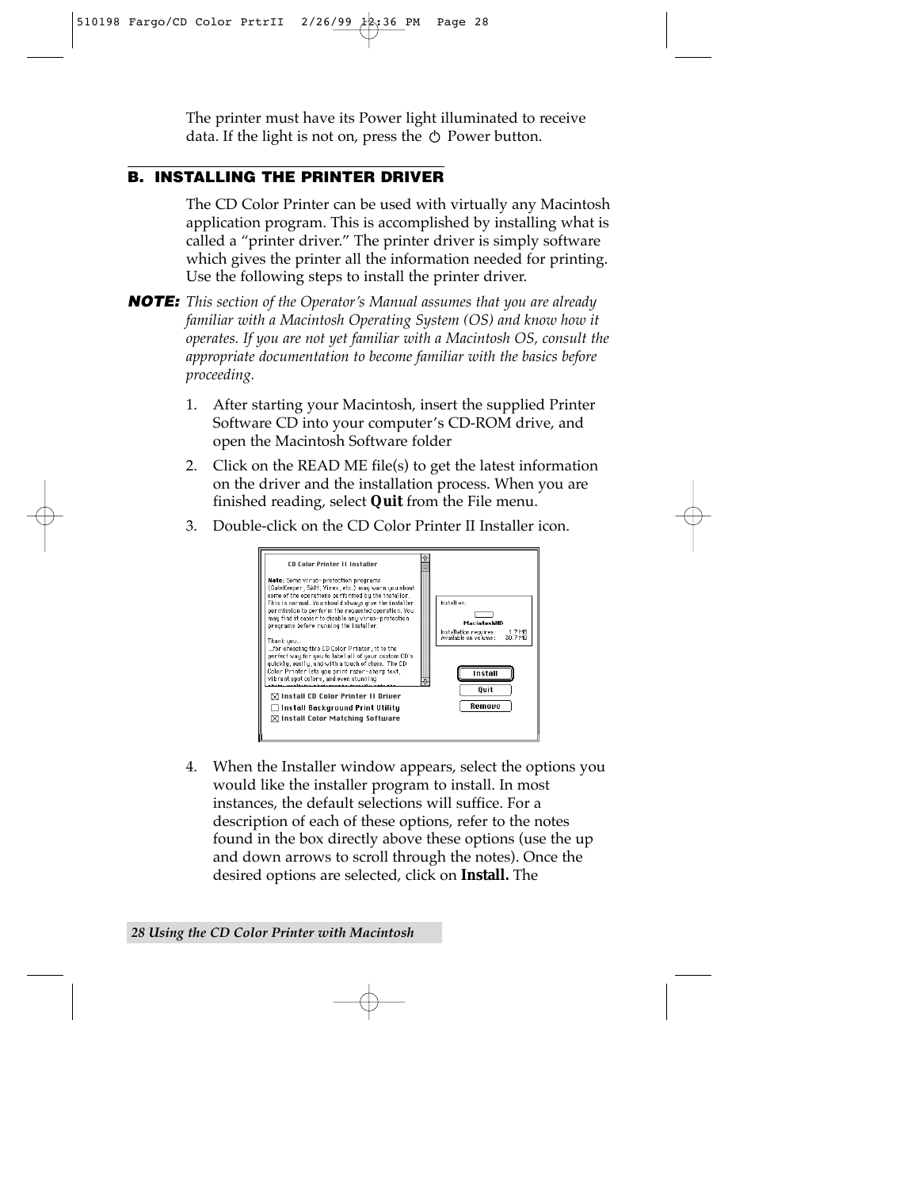The printer must have its Power light illuminated to receive data. If the light is not on, press the ⏻ Power button.

## B. INSTALLING THE PRINTER DRIVER

The CD Color Printer can be used with virtually any Macintosh application program. This is accomplished by installing what is called a "printer driver." The printer driver is simply software which gives the printer all the information needed for printing. Use the following steps to install the printer driver.

***NOTE:*** *This section of the Operator's Manual assumes that you are already familiar with a Macintosh Operating System (OS) and know how it operates. If you are not yet familiar with a Macintosh OS, consult the appropriate documentation to become familiar with the basics before proceeding.*

1. After starting your Macintosh, insert the supplied Printer Software CD into your computer's CD-ROM drive, and open the Macintosh Software folder
2. Click on the READ ME file(s) to get the latest information on the driver and the installation process. When you are finished reading, select **Quit** from the File menu.
3. Double-click on the CD Color Printer II Installer icon.
4. When the Installer window appears, select the options you would like the installer program to install. In most instances, the default selections will suffice. For a description of each of these options, refer to the notes found in the box directly above these options (use the up and down arrows to scroll through the notes). Once the desired options are selected, click on **Install.** The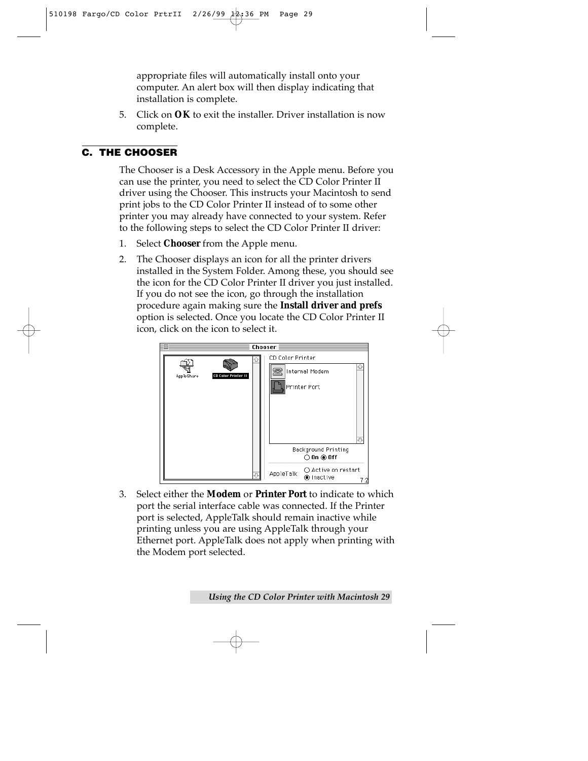appropriate files will automatically install onto your computer. An alert box will then display indicating that installation is complete.

5. Click on **OK** to exit the installer. Driver installation is now complete.

## C. THE CHOOSER

The Chooser is a Desk Accessory in the Apple menu. Before you can use the printer, you need to select the CD Color Printer II driver using the Chooser. This instructs your Macintosh to send print jobs to the CD Color Printer II instead of to some other printer you may already have connected to your system. Refer to the following steps to select the CD Color Printer II driver:

1. Select **Chooser** from the Apple menu.
2. The Chooser displays an icon for all the printer drivers installed in the System Folder. Among these, you should see the icon for the CD Color Printer II driver you just installed. If you do not see the icon, go through the installation procedure again making sure the **Install driver and prefs** option is selected. Once you locate the CD Color Printer II icon, click on the icon to select it.
3. Select either the **Modem** or **Printer Port** to indicate to which port the serial interface cable was connected. If the Printer port is selected, AppleTalk should remain inactive while printing unless you are using AppleTalk through your Ethernet port. AppleTalk does not apply when printing with the Modem port selected.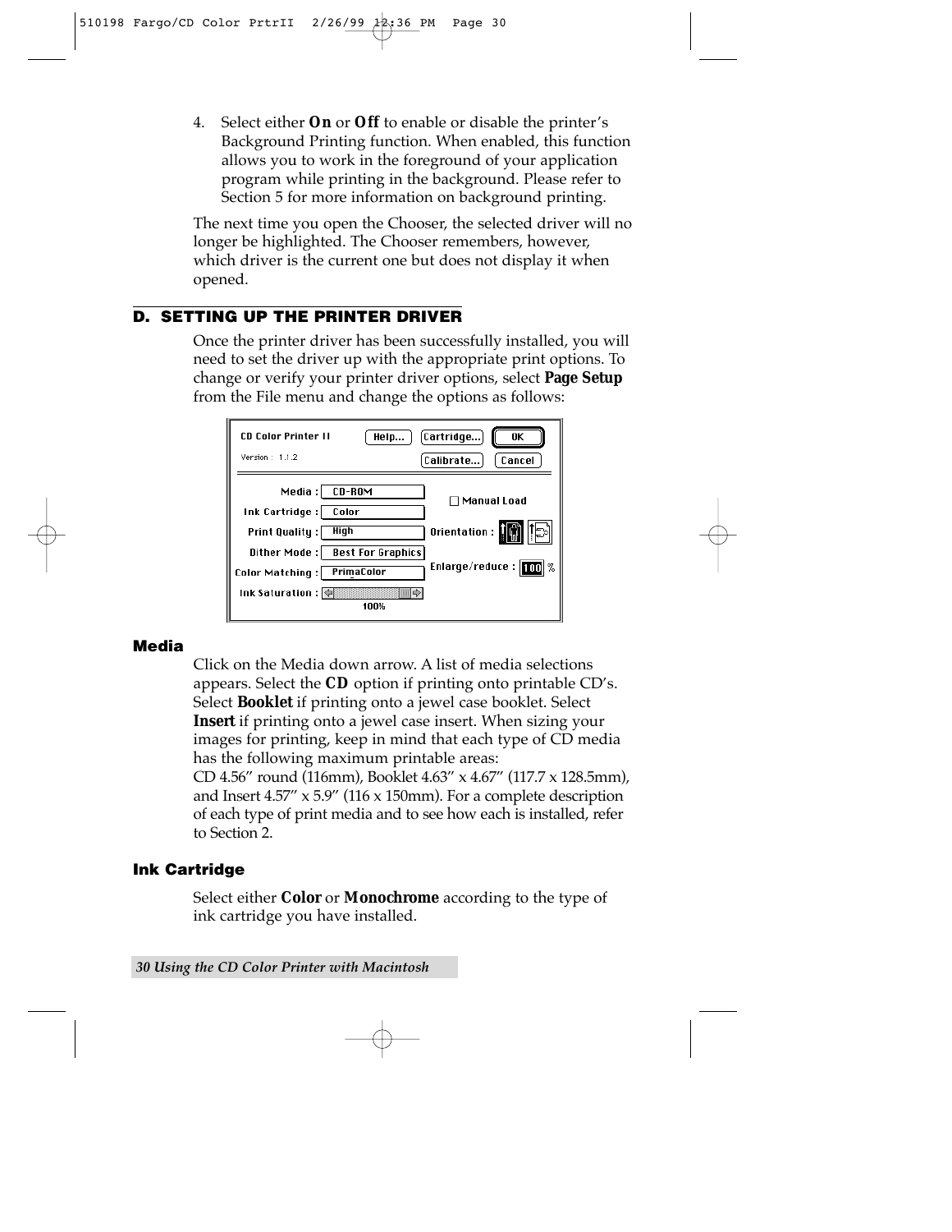4. Select either **On** or **Off** to enable or disable the printer's Background Printing function. When enabled, this function allows you to work in the foreground of your application program while printing in the background. Please refer to Section 5 for more information on background printing.

The next time you open the Chooser, the selected driver will no longer be highlighted. The Chooser remembers, however, which driver is the current one but does not display it when opened.

## D. SETTING UP THE PRINTER DRIVER

Once the printer driver has been successfully installed, you will need to set the driver up with the appropriate print options. To change or verify your printer driver options, select **Page Setup** from the File menu and change the options as follows:

### Media

Click on the Media down arrow. A list of media selections appears. Select the **CD** option if printing onto printable CD's. Select **Booklet** if printing onto a jewel case booklet. Select **Insert** if printing onto a jewel case insert. When sizing your images for printing, keep in mind that each type of CD media has the following maximum printable areas:
CD 4.56" round (116mm), Booklet 4.63" x 4.67" (117.7 x 128.5mm), and Insert 4.57" x 5.9" (116 x 150mm). For a complete description of each type of print media and to see how each is installed, refer to Section 2.

### Ink Cartridge

Select either **Color** or **Monochrome** according to the type of ink cartridge you have installed.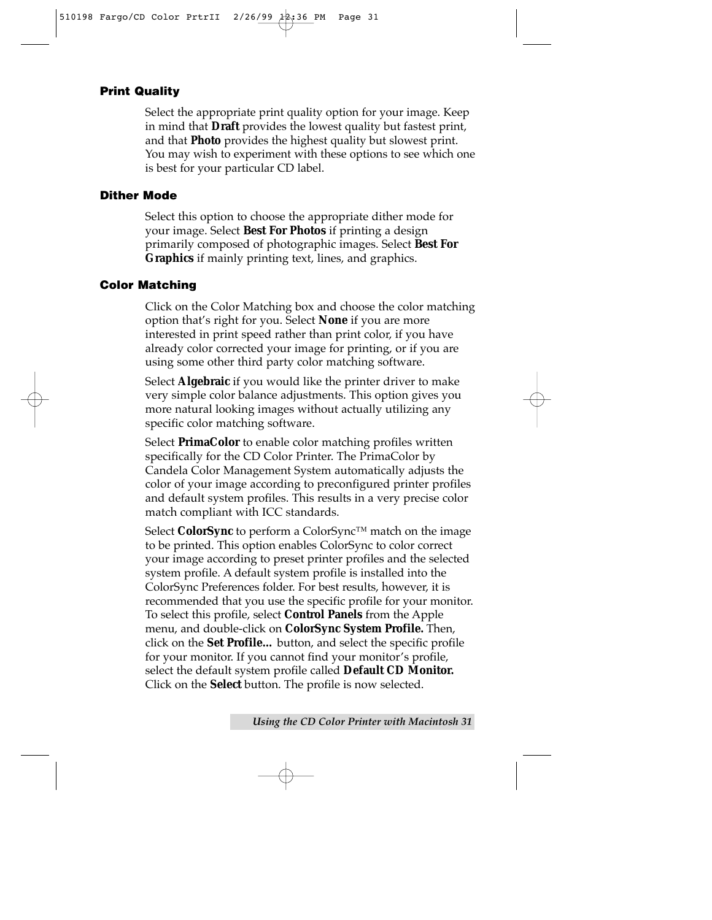### Print Quality

Select the appropriate print quality option for your image. Keep in mind that **Draft** provides the lowest quality but fastest print, and that **Photo** provides the highest quality but slowest print. You may wish to experiment with these options to see which one is best for your particular CD label.

### Dither Mode

Select this option to choose the appropriate dither mode for your image. Select **Best For Photos** if printing a design primarily composed of photographic images. Select **Best For Graphics** if mainly printing text, lines, and graphics.

### Color Matching

Click on the Color Matching box and choose the color matching option that's right for you. Select **None** if you are more interested in print speed rather than print color, if you have already color corrected your image for printing, or if you are using some other third party color matching software.

Select **Algebraic** if you would like the printer driver to make very simple color balance adjustments. This option gives you more natural looking images without actually utilizing any specific color matching software.

Select **PrimaColor** to enable color matching profiles written specifically for the CD Color Printer. The PrimaColor by Candela Color Management System automatically adjusts the color of your image according to preconfigured printer profiles and default system profiles. This results in a very precise color match compliant with ICC standards.

Select **ColorSync** to perform a ColorSync™ match on the image to be printed. This option enables ColorSync to color correct your image according to preset printer profiles and the selected system profile. A default system profile is installed into the ColorSync Preferences folder. For best results, however, it is recommended that you use the specific profile for your monitor. To select this profile, select **Control Panels** from the Apple menu, and double-click on **ColorSync System Profile.** Then, click on the **Set Profile...** button, and select the specific profile for your monitor. If you cannot find your monitor's profile, select the default system profile called **Default CD Monitor.** Click on the **Select** button. The profile is now selected.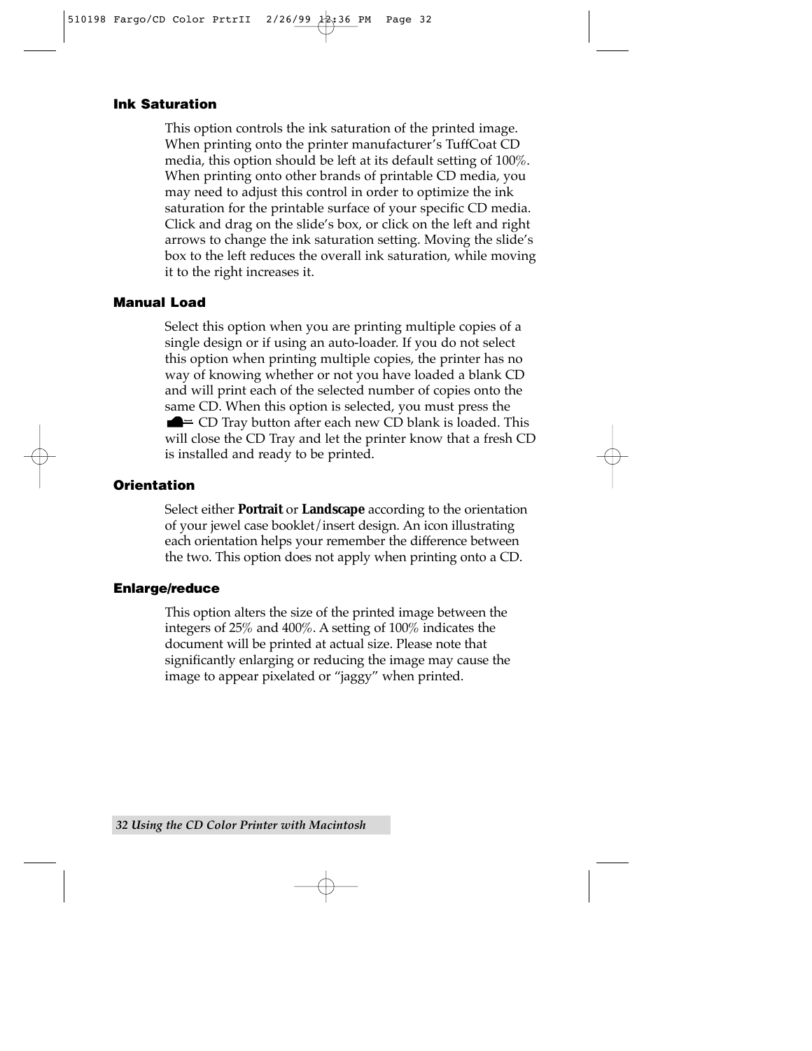### Ink Saturation

This option controls the ink saturation of the printed image. When printing onto the printer manufacturer's TuffCoat CD media, this option should be left at its default setting of 100%. When printing onto other brands of printable CD media, you may need to adjust this control in order to optimize the ink saturation for the printable surface of your specific CD media. Click and drag on the slide's box, or click on the left and right arrows to change the ink saturation setting. Moving the slide's box to the left reduces the overall ink saturation, while moving it to the right increases it.

### Manual Load

Select this option when you are printing multiple copies of a single design or if using an auto-loader. If you do not select this option when printing multiple copies, the printer has no way of knowing whether or not you have loaded a blank CD and will print each of the selected number of copies onto the same CD. When this option is selected, you must press the CD Tray button after each new CD blank is loaded. This will close the CD Tray and let the printer know that a fresh CD is installed and ready to be printed.

### Orientation

Select either **Portrait** or **Landscape** according to the orientation of your jewel case booklet/insert design. An icon illustrating each orientation helps your remember the difference between the two. This option does not apply when printing onto a CD.

### Enlarge/reduce

This option alters the size of the printed image between the integers of 25% and 400%. A setting of 100% indicates the document will be printed at actual size. Please note that significantly enlarging or reducing the image may cause the image to appear pixelated or "jaggy" when printed.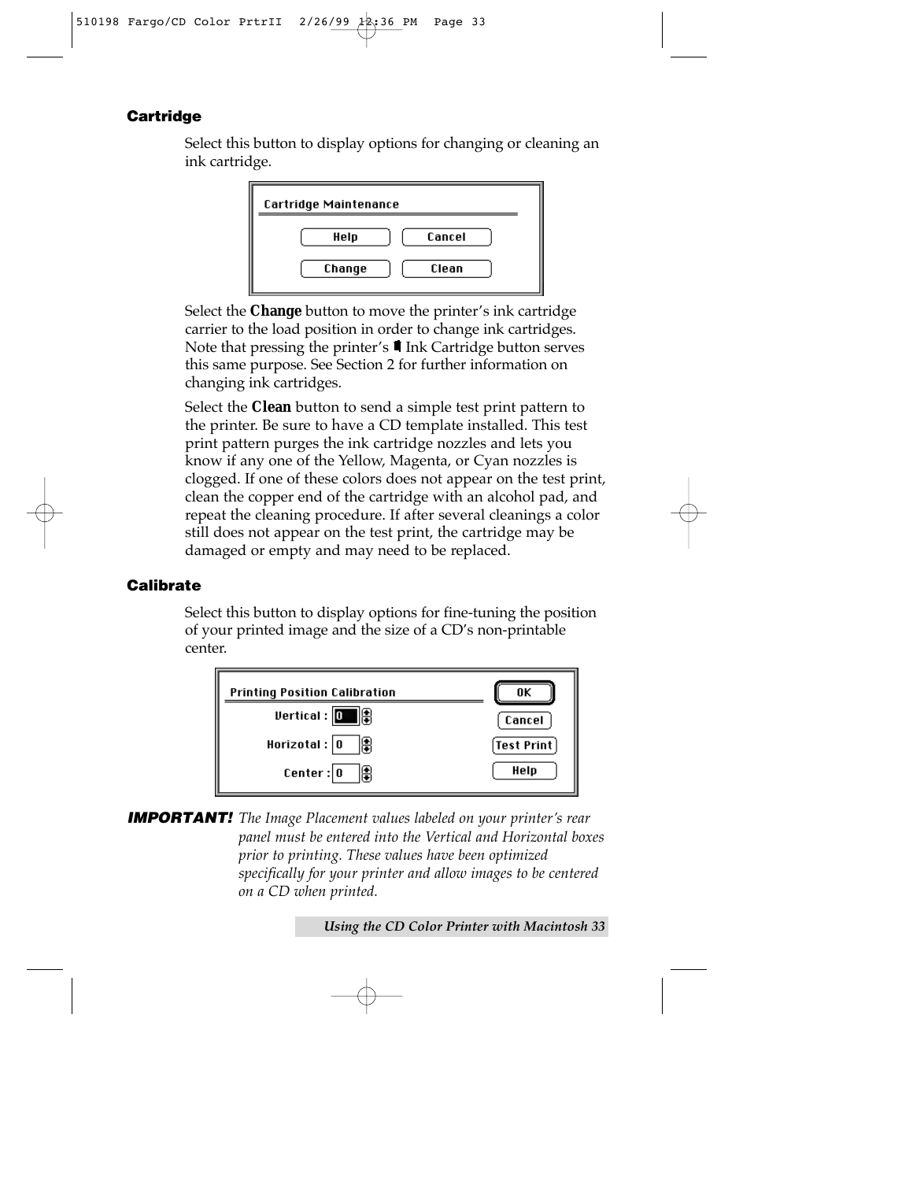### Cartridge

Select this button to display options for changing or cleaning an ink cartridge.

Cartridge Maintenance

Help | Cancel

Change | Clean

Select the **Change** button to move the printer's ink cartridge carrier to the load position in order to change ink cartridges. Note that pressing the printer's Ink Cartridge button serves this same purpose. See Section 2 for further information on changing ink cartridges.

Select the **Clean** button to send a simple test print pattern to the printer. Be sure to have a CD template installed. This test print pattern purges the ink cartridge nozzles and lets you know if any one of the Yellow, Magenta, or Cyan nozzles is clogged. If one of these colors does not appear on the test print, clean the copper end of the cartridge with an alcohol pad, and repeat the cleaning procedure. If after several cleanings a color still does not appear on the test print, the cartridge may be damaged or empty and may need to be replaced.

### Calibrate

Select this button to display options for fine-tuning the position of your printed image and the size of a CD's non-printable center.

Printing Position Calibration

Vertical : 0

Horizotal : 0

Center : 0

OK | Cancel | Test Print | Help

***IMPORTANT!*** *The Image Placement values labeled on your printer's rear panel must be entered into the Vertical and Horizontal boxes prior to printing. These values have been optimized specifically for your printer and allow images to be centered on a CD when printed.*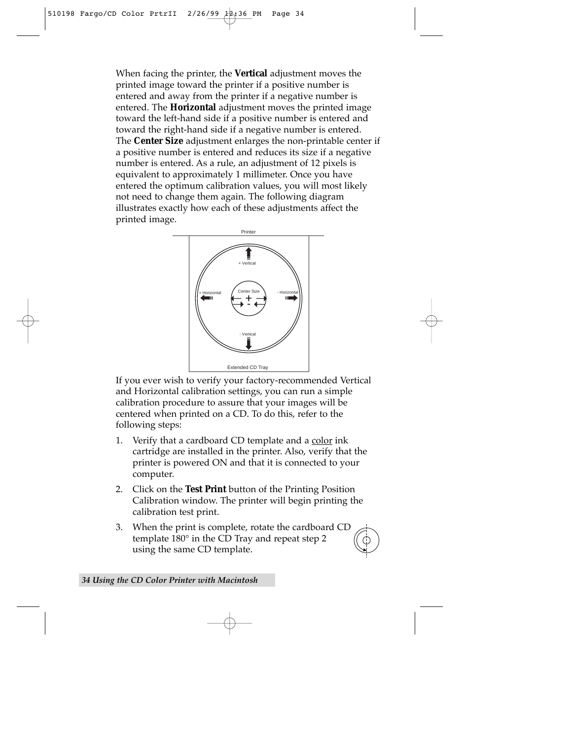When facing the printer, the **Vertical** adjustment moves the printed image toward the printer if a positive number is entered and away from the printer if a negative number is entered. The **Horizontal** adjustment moves the printed image toward the left-hand side if a positive number is entered and toward the right-hand side if a negative number is entered. The **Center Size** adjustment enlarges the non-printable center if a positive number is entered and reduces its size if a negative number is entered. As a rule, an adjustment of 12 pixels is equivalent to approximately 1 millimeter. Once you have entered the optimum calibration values, you will most likely not need to change them again. The following diagram illustrates exactly how each of these adjustments affect the printed image.

If you ever wish to verify your factory-recommended Vertical and Horizontal calibration settings, you can run a simple calibration procedure to assure that your images will be centered when printed on a CD. To do this, refer to the following steps:

1. Verify that a cardboard CD template and a color ink cartridge are installed in the printer. Also, verify that the printer is powered ON and that it is connected to your computer.
2. Click on the **Test Print** button of the Printing Position Calibration window. The printer will begin printing the calibration test print.
3. When the print is complete, rotate the cardboard CD template 180° in the CD Tray and repeat step 2 using the same CD template.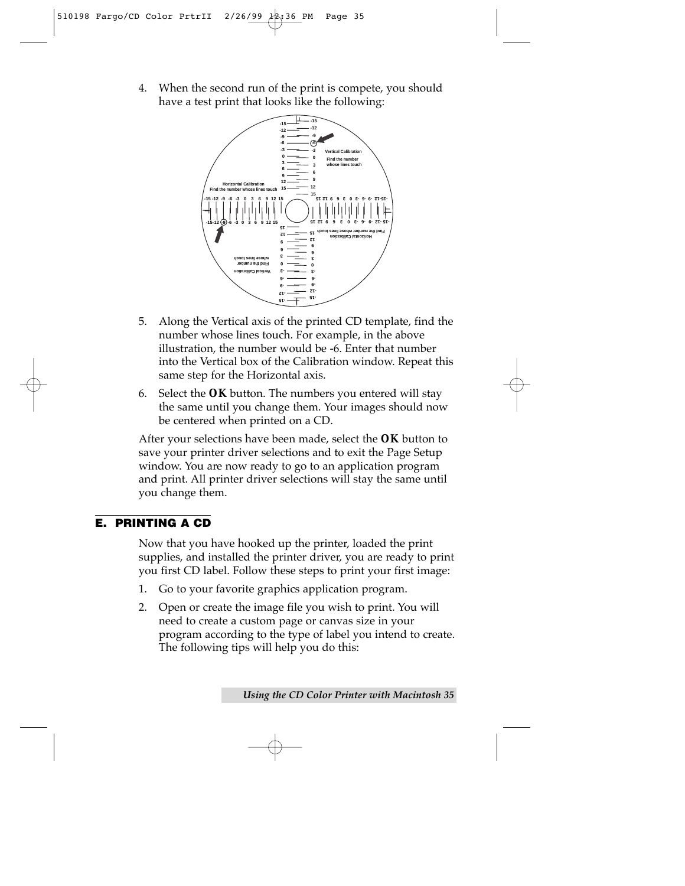4. When the second run of the print is compete, you should have a test print that looks like the following:

5. Along the Vertical axis of the printed CD template, find the number whose lines touch. For example, in the above illustration, the number would be -6. Enter that number into the Vertical box of the Calibration window. Repeat this same step for the Horizontal axis.

6. Select the **OK** button. The numbers you entered will stay the same until you change them. Your images should now be centered when printed on a CD.

After your selections have been made, select the **OK** button to save your printer driver selections and to exit the Page Setup window. You are now ready to go to an application program and print. All printer driver selections will stay the same until you change them.

## E. PRINTING A CD

Now that you have hooked up the printer, loaded the print supplies, and installed the printer driver, you are ready to print you first CD label. Follow these steps to print your first image:

1. Go to your favorite graphics application program.

2. Open or create the image file you wish to print. You will need to create a custom page or canvas size in your program according to the type of label you intend to create. The following tips will help you do this: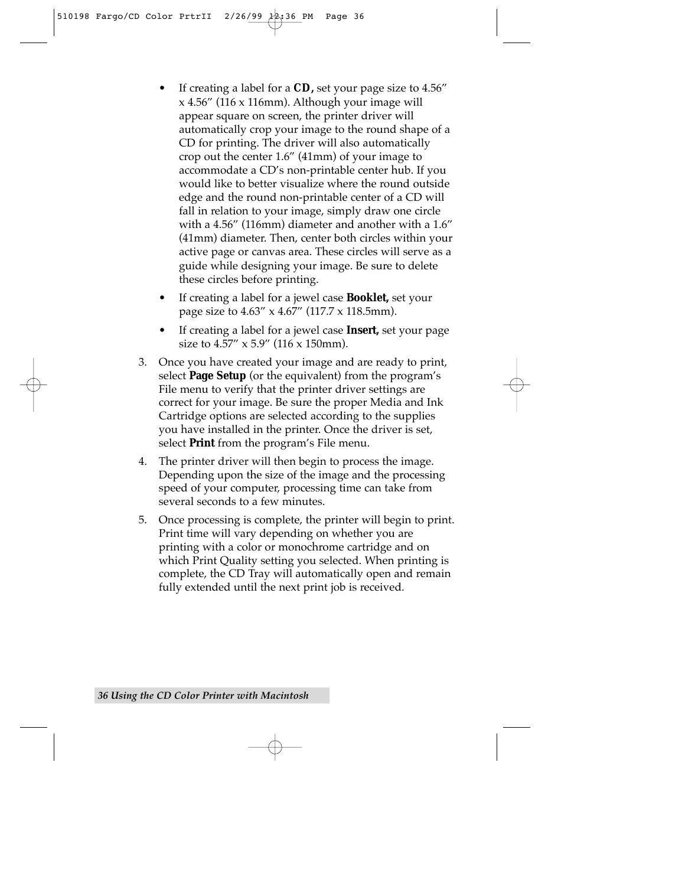- If creating a label for a **CD,** set your page size to 4.56" x 4.56" (116 x 116mm). Although your image will appear square on screen, the printer driver will automatically crop your image to the round shape of a CD for printing. The driver will also automatically crop out the center 1.6" (41mm) of your image to accommodate a CD's non-printable center hub. If you would like to better visualize where the round outside edge and the round non-printable center of a CD will fall in relation to your image, simply draw one circle with a 4.56" (116mm) diameter and another with a 1.6" (41mm) diameter. Then, center both circles within your active page or canvas area. These circles will serve as a guide while designing your image. Be sure to delete these circles before printing.
- If creating a label for a jewel case **Booklet,** set your page size to 4.63" x 4.67" (117.7 x 118.5mm).
- If creating a label for a jewel case **Insert,** set your page size to 4.57" x 5.9" (116 x 150mm).

3. Once you have created your image and are ready to print, select **Page Setup** (or the equivalent) from the program's File menu to verify that the printer driver settings are correct for your image. Be sure the proper Media and Ink Cartridge options are selected according to the supplies you have installed in the printer. Once the driver is set, select **Print** from the program's File menu.
4. The printer driver will then begin to process the image. Depending upon the size of the image and the processing speed of your computer, processing time can take from several seconds to a few minutes.
5. Once processing is complete, the printer will begin to print. Print time will vary depending on whether you are printing with a color or monochrome cartridge and on which Print Quality setting you selected. When printing is complete, the CD Tray will automatically open and remain fully extended until the next print job is received.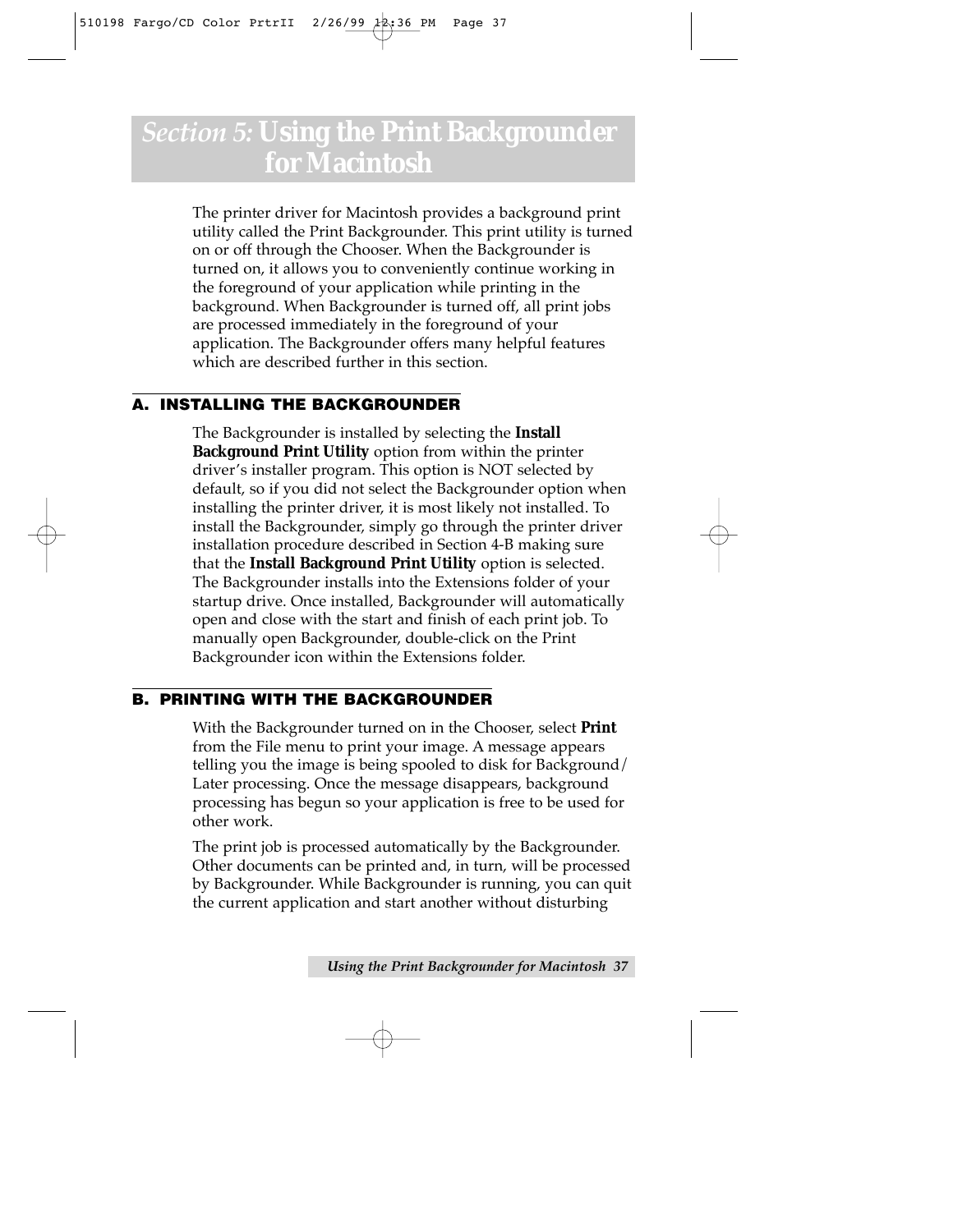# *Section 5:* Using the Print Backgrounder for Macintosh

The printer driver for Macintosh provides a background print utility called the Print Backgrounder. This print utility is turned on or off through the Chooser. When the Backgrounder is turned on, it allows you to conveniently continue working in the foreground of your application while printing in the background. When Backgrounder is turned off, all print jobs are processed immediately in the foreground of your application. The Backgrounder offers many helpful features which are described further in this section.

## A. INSTALLING THE BACKGROUNDER

The Backgrounder is installed by selecting the **Install Background Print Utility** option from within the printer driver's installer program. This option is NOT selected by default, so if you did not select the Backgrounder option when installing the printer driver, it is most likely not installed. To install the Backgrounder, simply go through the printer driver installation procedure described in Section 4-B making sure that the **Install Background Print Utility** option is selected. The Backgrounder installs into the Extensions folder of your startup drive. Once installed, Backgrounder will automatically open and close with the start and finish of each print job. To manually open Backgrounder, double-click on the Print Backgrounder icon within the Extensions folder.

## B. PRINTING WITH THE BACKGROUNDER

With the Backgrounder turned on in the Chooser, select **Print** from the File menu to print your image. A message appears telling you the image is being spooled to disk for Background/ Later processing. Once the message disappears, background processing has begun so your application is free to be used for other work.

The print job is processed automatically by the Backgrounder. Other documents can be printed and, in turn, will be processed by Backgrounder. While Backgrounder is running, you can quit the current application and start another without disturbing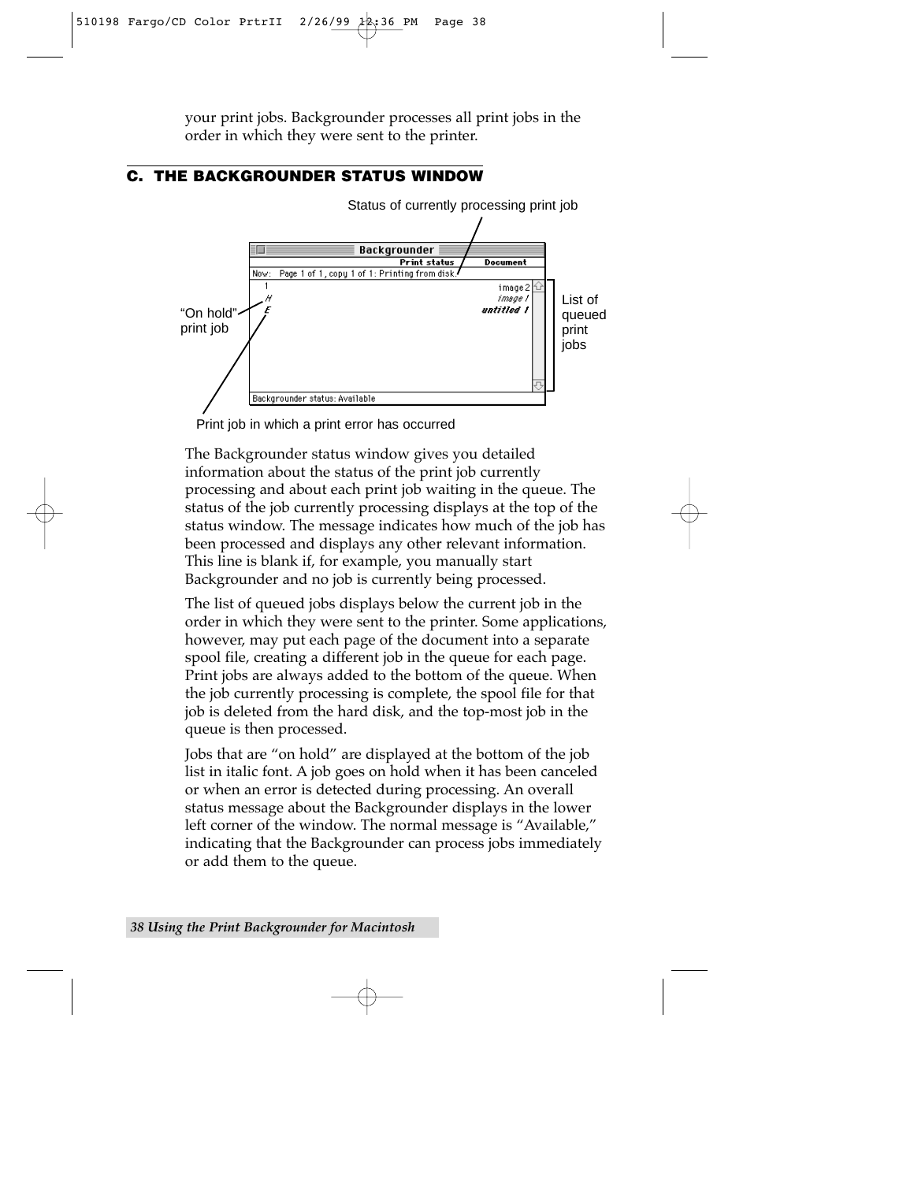your print jobs. Backgrounder processes all print jobs in the order in which they were sent to the printer.

## C. THE BACKGROUNDER STATUS WINDOW

Status of currently processing print job

"On hold" print job

List of queued print jobs

Print job in which a print error has occurred

The Backgrounder status window gives you detailed information about the status of the print job currently processing and about each print job waiting in the queue. The status of the job currently processing displays at the top of the status window. The message indicates how much of the job has been processed and displays any other relevant information. This line is blank if, for example, you manually start Backgrounder and no job is currently being processed.

The list of queued jobs displays below the current job in the order in which they were sent to the printer. Some applications, however, may put each page of the document into a separate spool file, creating a different job in the queue for each page. Print jobs are always added to the bottom of the queue. When the job currently processing is complete, the spool file for that job is deleted from the hard disk, and the top-most job in the queue is then processed.

Jobs that are "on hold" are displayed at the bottom of the job list in italic font. A job goes on hold when it has been canceled or when an error is detected during processing. An overall status message about the Backgrounder displays in the lower left corner of the window. The normal message is "Available," indicating that the Backgrounder can process jobs immediately or add them to the queue.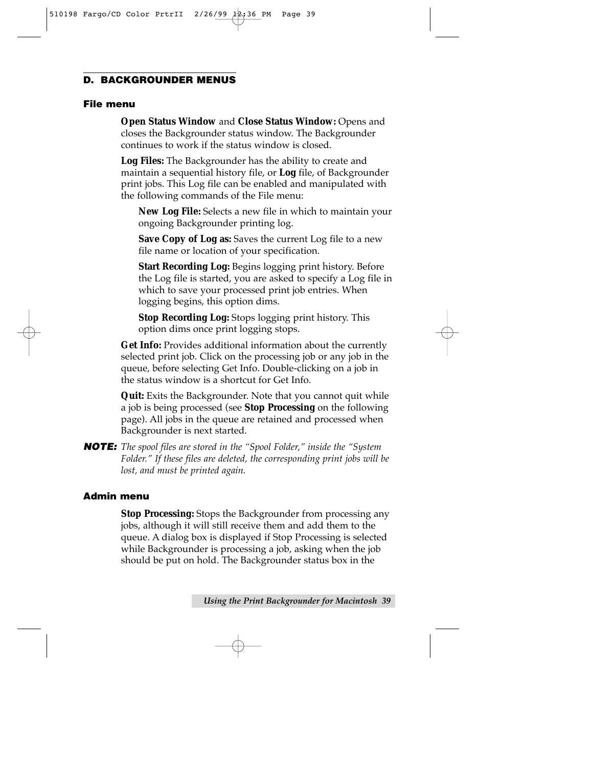## D. BACKGROUNDER MENUS

### File menu

**Open Status Window** and **Close Status Window:** Opens and closes the Backgrounder status window. The Backgrounder continues to work if the status window is closed.

**Log Files:** The Backgrounder has the ability to create and maintain a sequential history file, or **Log** file, of Backgrounder print jobs. This Log file can be enabled and manipulated with the following commands of the File menu:

> **New Log File:** Selects a new file in which to maintain your ongoing Backgrounder printing log.
>
> **Save Copy of Log as:** Saves the current Log file to a new file name or location of your specification.
>
> **Start Recording Log:** Begins logging print history. Before the Log file is started, you are asked to specify a Log file in which to save your processed print job entries. When logging begins, this option dims.
>
> **Stop Recording Log:** Stops logging print history. This option dims once print logging stops.

**Get Info:** Provides additional information about the currently selected print job. Click on the processing job or any job in the queue, before selecting Get Info. Double-clicking on a job in the status window is a shortcut for Get Info.

**Quit:** Exits the Backgrounder. Note that you cannot quit while a job is being processed (see **Stop Processing** on the following page). All jobs in the queue are retained and processed when Backgrounder is next started.

***NOTE:*** *The spool files are stored in the "Spool Folder," inside the "System Folder." If these files are deleted, the corresponding print jobs will be lost, and must be printed again.*

### Admin menu

**Stop Processing:** Stops the Backgrounder from processing any jobs, although it will still receive them and add them to the queue. A dialog box is displayed if Stop Processing is selected while Backgrounder is processing a job, asking when the job should be put on hold. The Backgrounder status box in the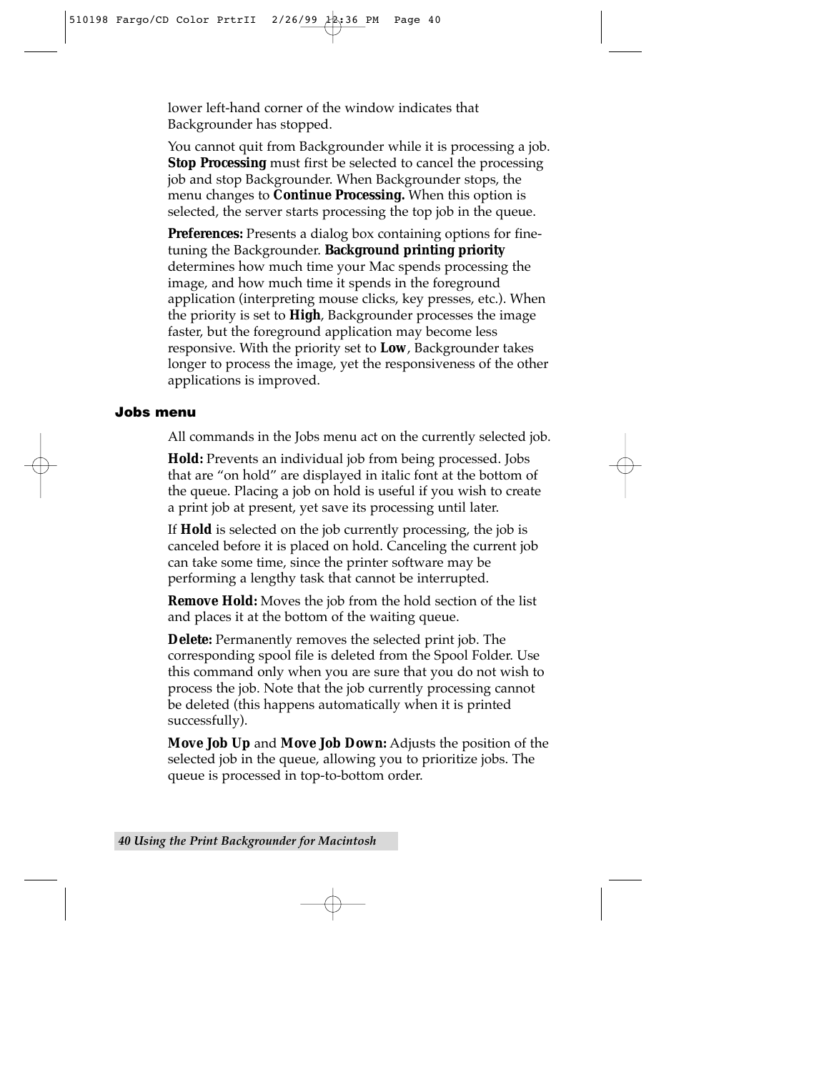lower left-hand corner of the window indicates that Backgrounder has stopped.

You cannot quit from Backgrounder while it is processing a job. **Stop Processing** must first be selected to cancel the processing job and stop Backgrounder. When Backgrounder stops, the menu changes to **Continue Processing.** When this option is selected, the server starts processing the top job in the queue.

**Preferences:** Presents a dialog box containing options for fine-tuning the Backgrounder. **Background printing priority** determines how much time your Mac spends processing the image, and how much time it spends in the foreground application (interpreting mouse clicks, key presses, etc.). When the priority is set to **High**, Backgrounder processes the image faster, but the foreground application may become less responsive. With the priority set to **Low**, Backgrounder takes longer to process the image, yet the responsiveness of the other applications is improved.

### Jobs menu

All commands in the Jobs menu act on the currently selected job.

**Hold:** Prevents an individual job from being processed. Jobs that are "on hold" are displayed in italic font at the bottom of the queue. Placing a job on hold is useful if you wish to create a print job at present, yet save its processing until later.

If **Hold** is selected on the job currently processing, the job is canceled before it is placed on hold. Canceling the current job can take some time, since the printer software may be performing a lengthy task that cannot be interrupted.

**Remove Hold:** Moves the job from the hold section of the list and places it at the bottom of the waiting queue.

**Delete:** Permanently removes the selected print job. The corresponding spool file is deleted from the Spool Folder. Use this command only when you are sure that you do not wish to process the job. Note that the job currently processing cannot be deleted (this happens automatically when it is printed successfully).

**Move Job Up** and **Move Job Down:** Adjusts the position of the selected job in the queue, allowing you to prioritize jobs. The queue is processed in top-to-bottom order.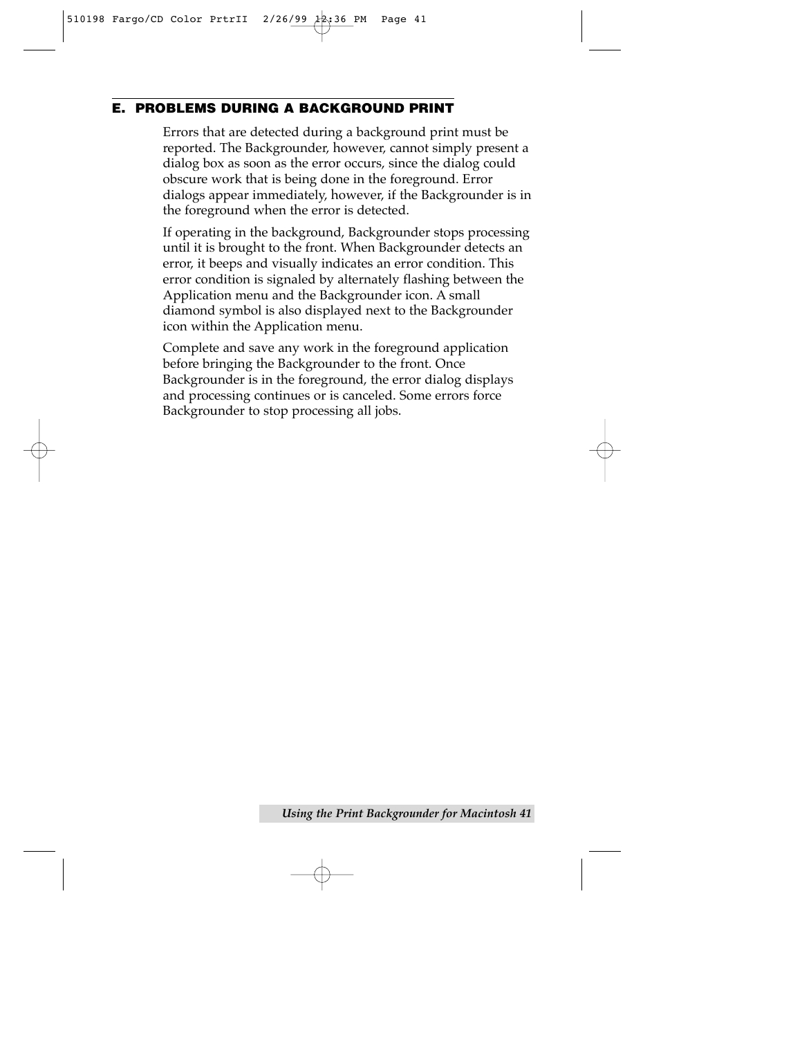## E. PROBLEMS DURING A BACKGROUND PRINT

Errors that are detected during a background print must be reported. The Backgrounder, however, cannot simply present a dialog box as soon as the error occurs, since the dialog could obscure work that is being done in the foreground. Error dialogs appear immediately, however, if the Backgrounder is in the foreground when the error is detected.

If operating in the background, Backgrounder stops processing until it is brought to the front. When Backgrounder detects an error, it beeps and visually indicates an error condition. This error condition is signaled by alternately flashing between the Application menu and the Backgrounder icon. A small diamond symbol is also displayed next to the Backgrounder icon within the Application menu.

Complete and save any work in the foreground application before bringing the Backgrounder to the front. Once Backgrounder is in the foreground, the error dialog displays and processing continues or is canceled. Some errors force Backgrounder to stop processing all jobs.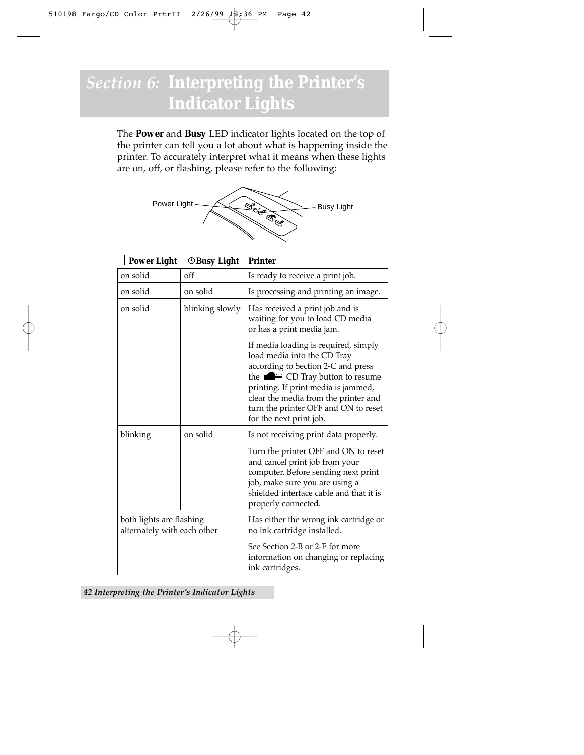# Section 6: Interpreting the Printer's Indicator Lights

The **Power** and **Busy** LED indicator lights located on the top of the printer can tell you a lot about what is happening inside the printer. To accurately interpret what it means when these lights are on, off, or flashing, please refer to the following:

Power Light

Busy Light

| Power Light | Busy Light | Printer |
|---|---|---|
| on solid | off | Is ready to receive a print job. |
| on solid | on solid | Is processing and printing an image. |
| on solid | blinking slowly | Has received a print job and is waiting for you to load CD media or has a print media jam.<br><br>If media loading is required, simply load media into the CD Tray according to Section 2-C and press the CD Tray button to resume printing. If print media is jammed, clear the media from the printer and turn the printer OFF and ON to reset for the next print job. |
| blinking | on solid | Is not receiving print data properly.<br><br>Turn the printer OFF and ON to reset and cancel print job from your computer. Before sending next print job, make sure you are using a shielded interface cable and that it is properly connected. |
| both lights are flashing alternately with each other | | Has either the wrong ink cartridge or no ink cartridge installed.<br><br>See Section 2-B or 2-E for more information on changing or replacing ink cartridges. |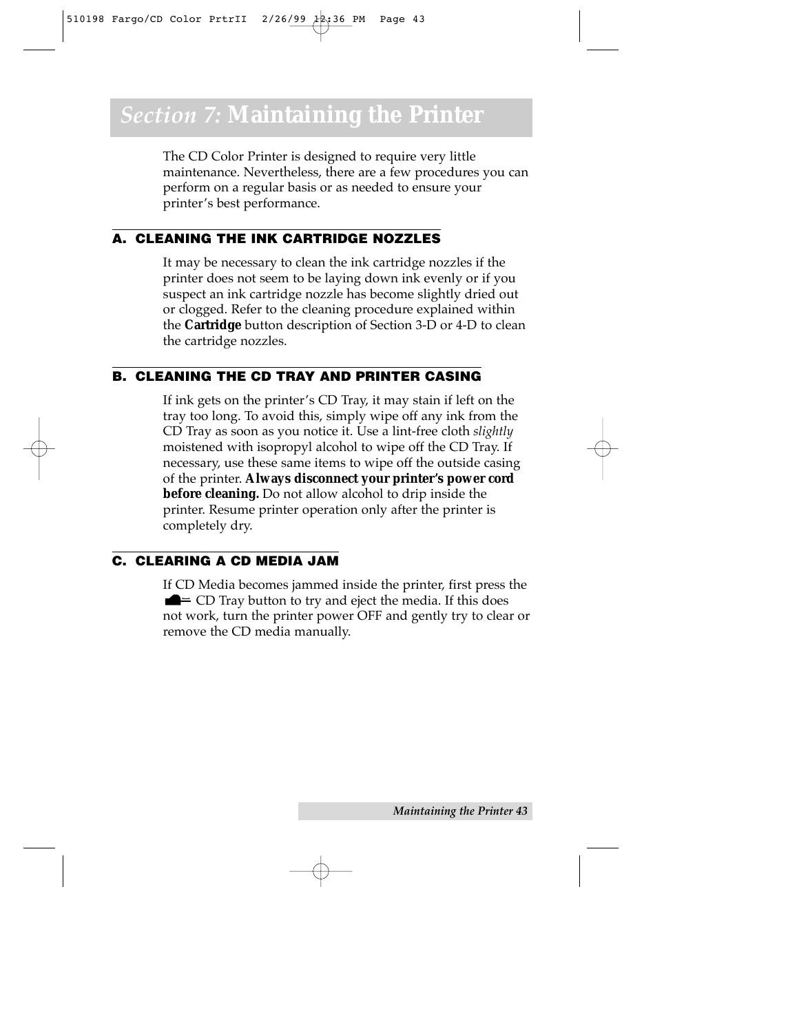# *Section 7:* Maintaining the Printer

The CD Color Printer is designed to require very little maintenance. Nevertheless, there are a few procedures you can perform on a regular basis or as needed to ensure your printer's best performance.

## A. CLEANING THE INK CARTRIDGE NOZZLES

It may be necessary to clean the ink cartridge nozzles if the printer does not seem to be laying down ink evenly or if you suspect an ink cartridge nozzle has become slightly dried out or clogged. Refer to the cleaning procedure explained within the **Cartridge** button description of Section 3-D or 4-D to clean the cartridge nozzles.

## B. CLEANING THE CD TRAY AND PRINTER CASING

If ink gets on the printer's CD Tray, it may stain if left on the tray too long. To avoid this, simply wipe off any ink from the CD Tray as soon as you notice it. Use a lint-free cloth *slightly* moistened with isopropyl alcohol to wipe off the CD Tray. If necessary, use these same items to wipe off the outside casing of the printer. **Always disconnect your printer's power cord before cleaning.** Do not allow alcohol to drip inside the printer. Resume printer operation only after the printer is completely dry.

## C. CLEARING A CD MEDIA JAM

If CD Media becomes jammed inside the printer, first press the CD Tray button to try and eject the media. If this does not work, turn the printer power OFF and gently try to clear or remove the CD media manually.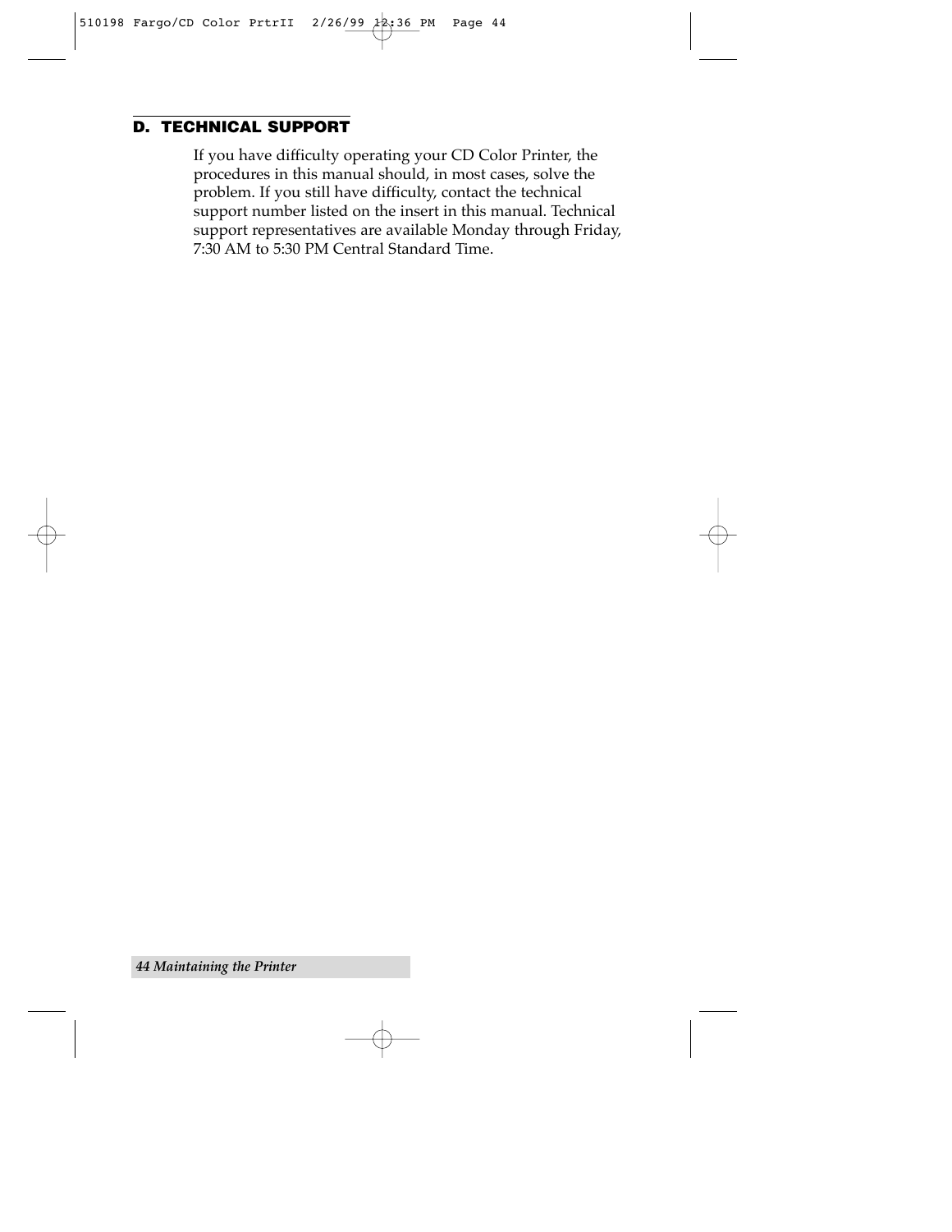## D. TECHNICAL SUPPORT

If you have difficulty operating your CD Color Printer, the procedures in this manual should, in most cases, solve the problem. If you still have difficulty, contact the technical support number listed on the insert in this manual. Technical support representatives are available Monday through Friday, 7:30 AM to 5:30 PM Central Standard Time.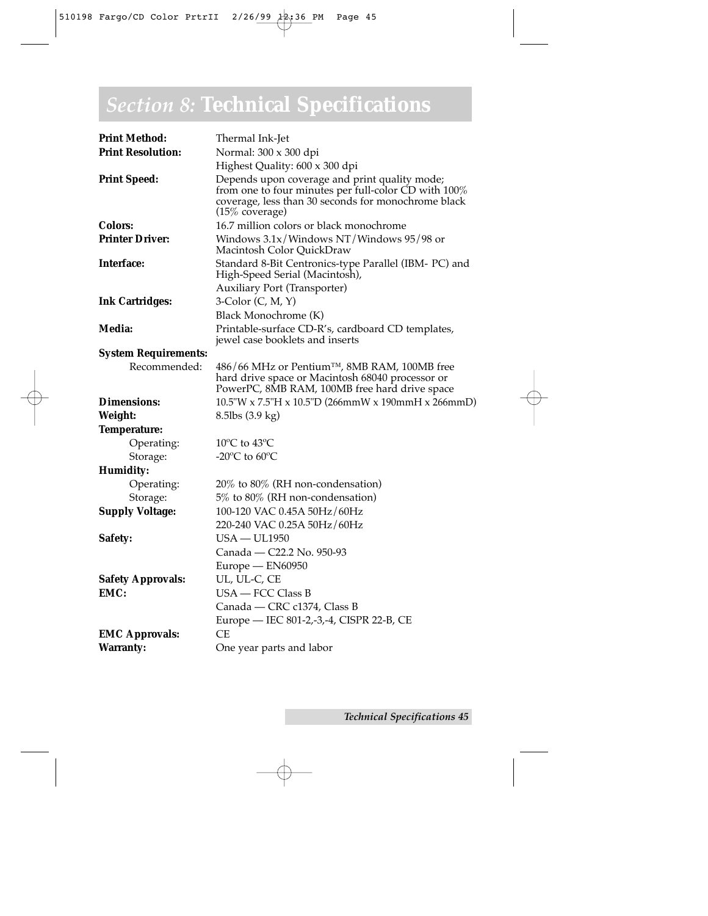# *Section 8:* Technical Specifications

| | |
|---|---|
| **Print Method:** | Thermal Ink-Jet |
| **Print Resolution:** | Normal: 300 x 300 dpi |
| | Highest Quality: 600 x 300 dpi |
| **Print Speed:** | Depends upon coverage and print quality mode; from one to four minutes per full-color CD with 100% coverage, less than 30 seconds for monochrome black (15% coverage) |
| **Colors:** | 16.7 million colors or black monochrome |
| **Printer Driver:** | Windows 3.1x/Windows NT/Windows 95/98 or Macintosh Color QuickDraw |
| **Interface:** | Standard 8-Bit Centronics-type Parallel (IBM- PC) and High-Speed Serial (Macintosh), |
| | Auxiliary Port (Transporter) |
| **Ink Cartridges:** | 3-Color (C, M, Y) |
| | Black Monochrome (K) |
| **Media:** | Printable-surface CD-R's, cardboard CD templates, jewel case booklets and inserts |
| **System Requirements:** | |
| Recommended: | 486/66 MHz or Pentium™, 8MB RAM, 100MB free hard drive space or Macintosh 68040 processor or PowerPC, 8MB RAM, 100MB free hard drive space |
| **Dimensions:** | 10.5"W x 7.5"H x 10.5"D (266mmW x 190mmH x 266mmD) |
| **Weight:** | 8.5lbs (3.9 kg) |
| **Temperature:** | |
| Operating: | 10ºC to 43ºC |
| Storage: | -20ºC to 60ºC |
| **Humidity:** | |
| Operating: | 20% to 80% (RH non-condensation) |
| Storage: | 5% to 80% (RH non-condensation) |
| **Supply Voltage:** | 100-120 VAC 0.45A 50Hz/60Hz |
| | 220-240 VAC 0.25A 50Hz/60Hz |
| **Safety:** | USA — UL1950 |
| | Canada — C22.2 No. 950-93 |
| | Europe — EN60950 |
| **Safety Approvals:** | UL, UL-C, CE |
| **EMC:** | USA — FCC Class B |
| | Canada — CRC c1374, Class B |
| | Europe — IEC 801-2,-3,-4, CISPR 22-B, CE |
| **EMC Approvals:** | CE |
| **Warranty:** | One year parts and labor |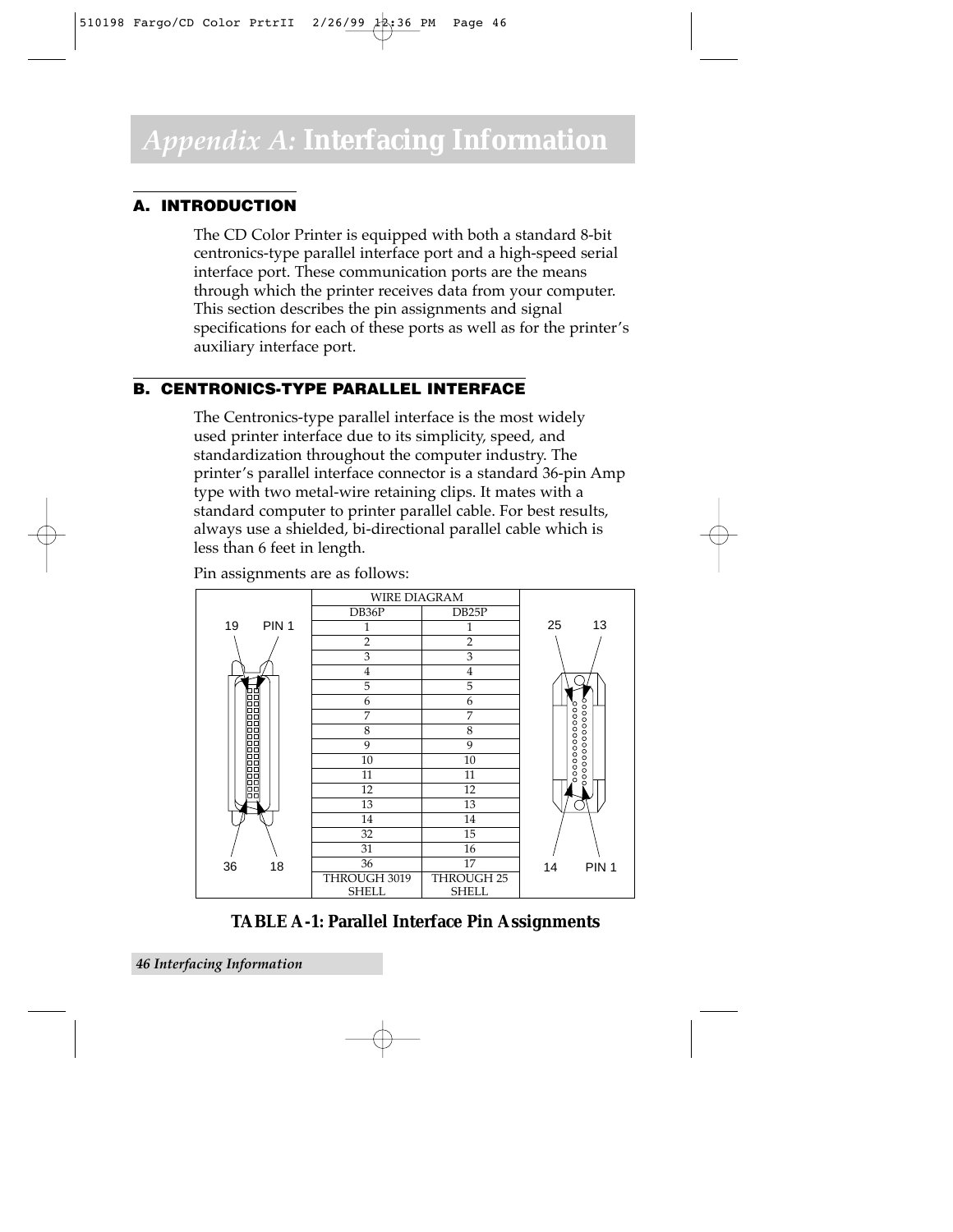# *Appendix A:* Interfacing Information

## A. INTRODUCTION

The CD Color Printer is equipped with both a standard 8-bit centronics-type parallel interface port and a high-speed serial interface port. These communication ports are the means through which the printer receives data from your computer. This section describes the pin assignments and signal specifications for each of these ports as well as for the printer's auxiliary interface port.

## B. CENTRONICS-TYPE PARALLEL INTERFACE

The Centronics-type parallel interface is the most widely used printer interface due to its simplicity, speed, and standardization throughout the computer industry. The printer's parallel interface connector is a standard 36-pin Amp type with two metal-wire retaining clips. It mates with a standard computer to printer parallel cable. For best results, always use a shielded, bi-directional parallel cable which is less than 6 feet in length.

Pin assignments are as follows:

| WIRE DIAGRAM | |
|---|---|
| DB36P | DB25P |
| 1 | 1 |
| 2 | 2 |
| 3 | 3 |
| 4 | 4 |
| 5 | 5 |
| 6 | 6 |
| 7 | 7 |
| 8 | 8 |
| 9 | 9 |
| 10 | 10 |
| 11 | 11 |
| 12 | 12 |
| 13 | 13 |
| 14 | 14 |
| 32 | 15 |
| 31 | 16 |
| 36 | 17 |
| THROUGH 3019 SHELL | THROUGH 25 SHELL |

19 PIN 1 / 36 18 — 25 13 / 14 PIN 1

**TABLE A-1: Parallel Interface Pin Assignments**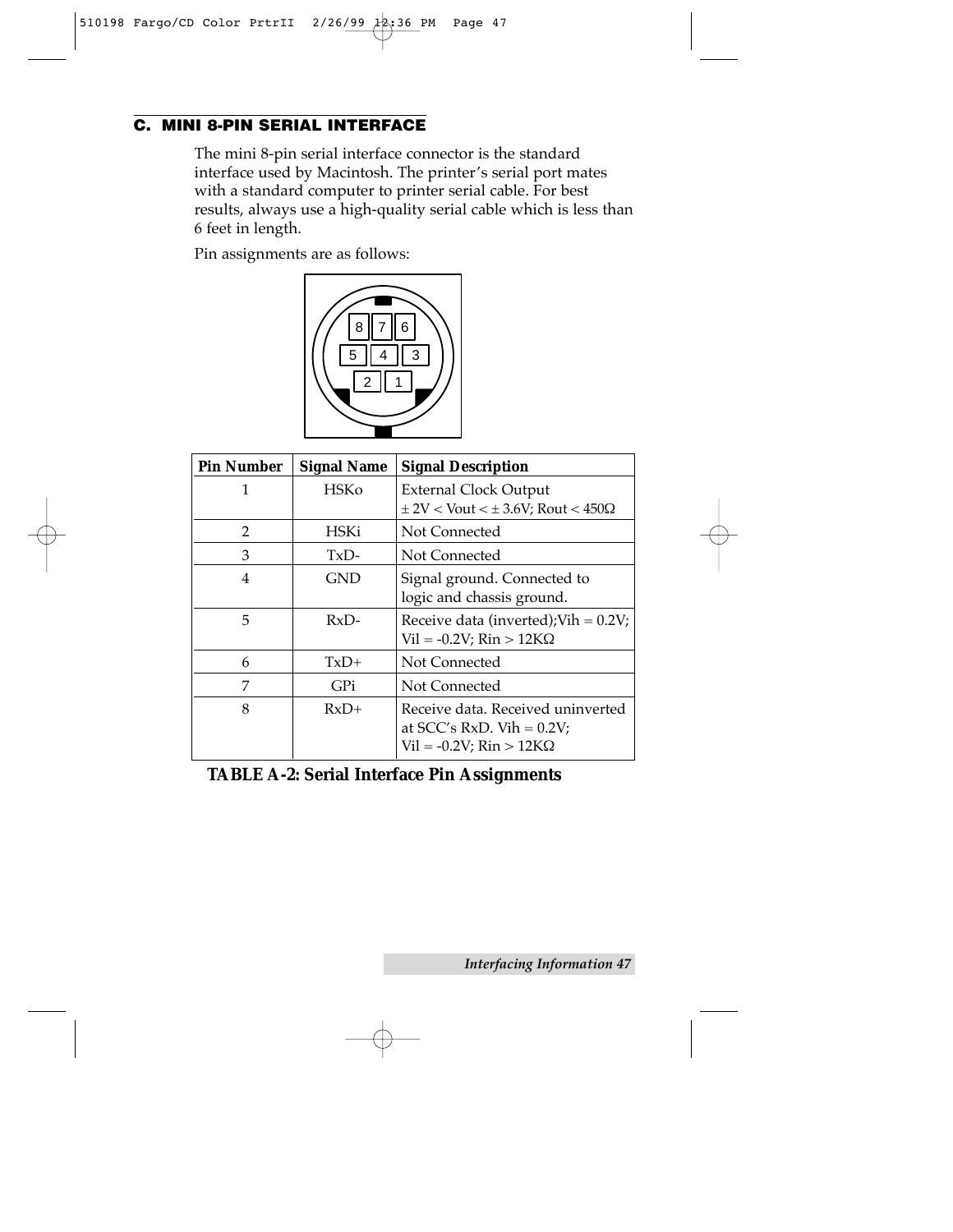## C. MINI 8-PIN SERIAL INTERFACE

The mini 8-pin serial interface connector is the standard interface used by Macintosh. The printer's serial port mates with a standard computer to printer serial cable. For best results, always use a high-quality serial cable which is less than 6 feet in length.

Pin assignments are as follows:

| Pin Number | Signal Name | Signal Description |
|---|---|---|
| 1 | HSKo | External Clock Output $\pm$ 2V < Vout < $\pm$ 3.6V; Rout < 450Ω |
| 2 | HSKi | Not Connected |
| 3 | TxD- | Not Connected |
| 4 | GND | Signal ground. Connected to logic and chassis ground. |
| 5 | RxD- | Receive data (inverted);Vih = 0.2V; Vil = -0.2V; Rin > 12KΩ |
| 6 | TxD+ | Not Connected |
| 7 | GPi | Not Connected |
| 8 | RxD+ | Receive data. Received uninverted at SCC's RxD. Vih = 0.2V; Vil = -0.2V; Rin > 12KΩ |

**TABLE A-2: Serial Interface Pin Assignments**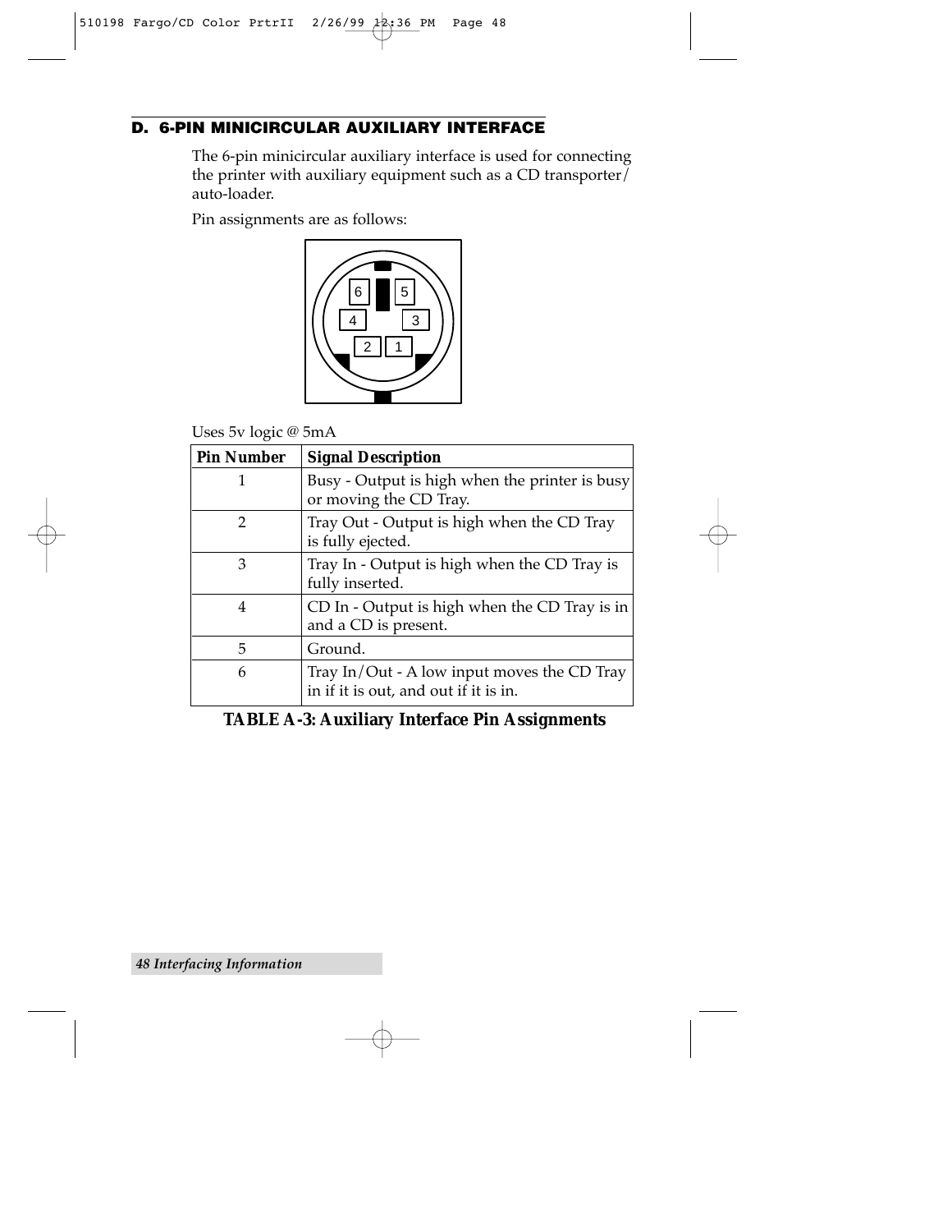## D. 6-PIN MINICIRCULAR AUXILIARY INTERFACE

The 6-pin minicircular auxiliary interface is used for connecting the printer with auxiliary equipment such as a CD transporter/ auto-loader.

Pin assignments are as follows:

Uses 5v logic @ 5mA

| Pin Number | Signal Description |
|---|---|
| 1 | Busy - Output is high when the printer is busy or moving the CD Tray. |
| 2 | Tray Out - Output is high when the CD Tray is fully ejected. |
| 3 | Tray In - Output is high when the CD Tray is fully inserted. |
| 4 | CD In - Output is high when the CD Tray is in and a CD is present. |
| 5 | Ground. |
| 6 | Tray In/Out - A low input moves the CD Tray in if it is out, and out if it is in. |

**TABLE A-3: Auxiliary Interface Pin Assignments**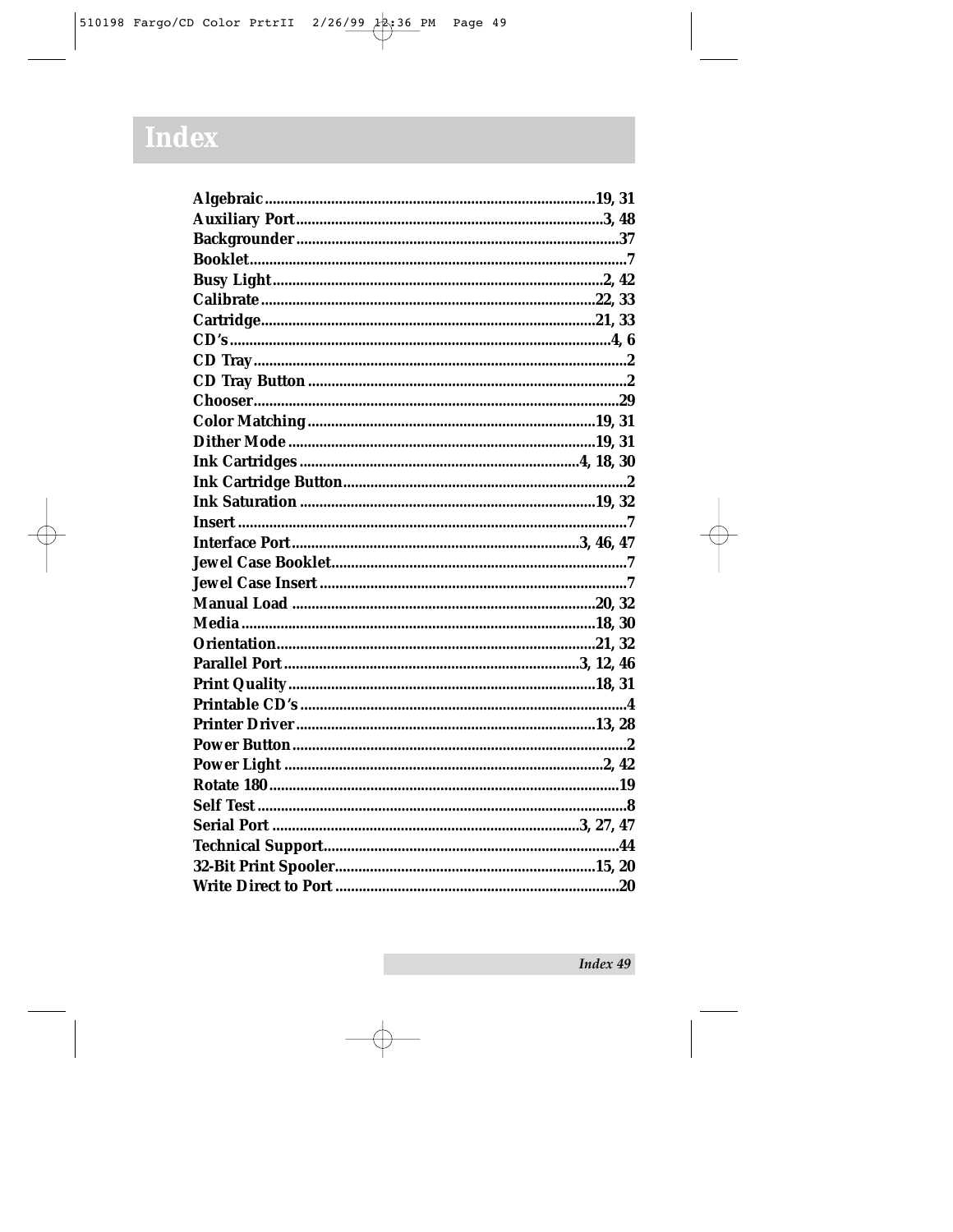# Index

**Algebraic**......19, 31
**Auxiliary Port**......3, 48
**Backgrounder**......37
**Booklet**......7
**Busy Light**......2, 42
**Calibrate**......22, 33
**Cartridge**......21, 33
**CD's**......4, 6
**CD Tray**......2
**CD Tray Button**......2
**Chooser**......29
**Color Matching**......19, 31
**Dither Mode**......19, 31
**Ink Cartridges**......4, 18, 30
**Ink Cartridge Button**......2
**Ink Saturation**......19, 32
**Insert**......7
**Interface Port**......3, 46, 47
**Jewel Case Booklet**......7
**Jewel Case Insert**......7
**Manual Load**......20, 32
**Media**......18, 30
**Orientation**......21, 32
**Parallel Port**......3, 12, 46
**Print Quality**......18, 31
**Printable CD's**......4
**Printer Driver**......13, 28
**Power Button**......2
**Power Light**......2, 42
**Rotate 180**......19
**Self Test**......8
**Serial Port**......3, 27, 47
**Technical Support**......44
**32-Bit Print Spooler**......15, 20
**Write Direct to Port**......20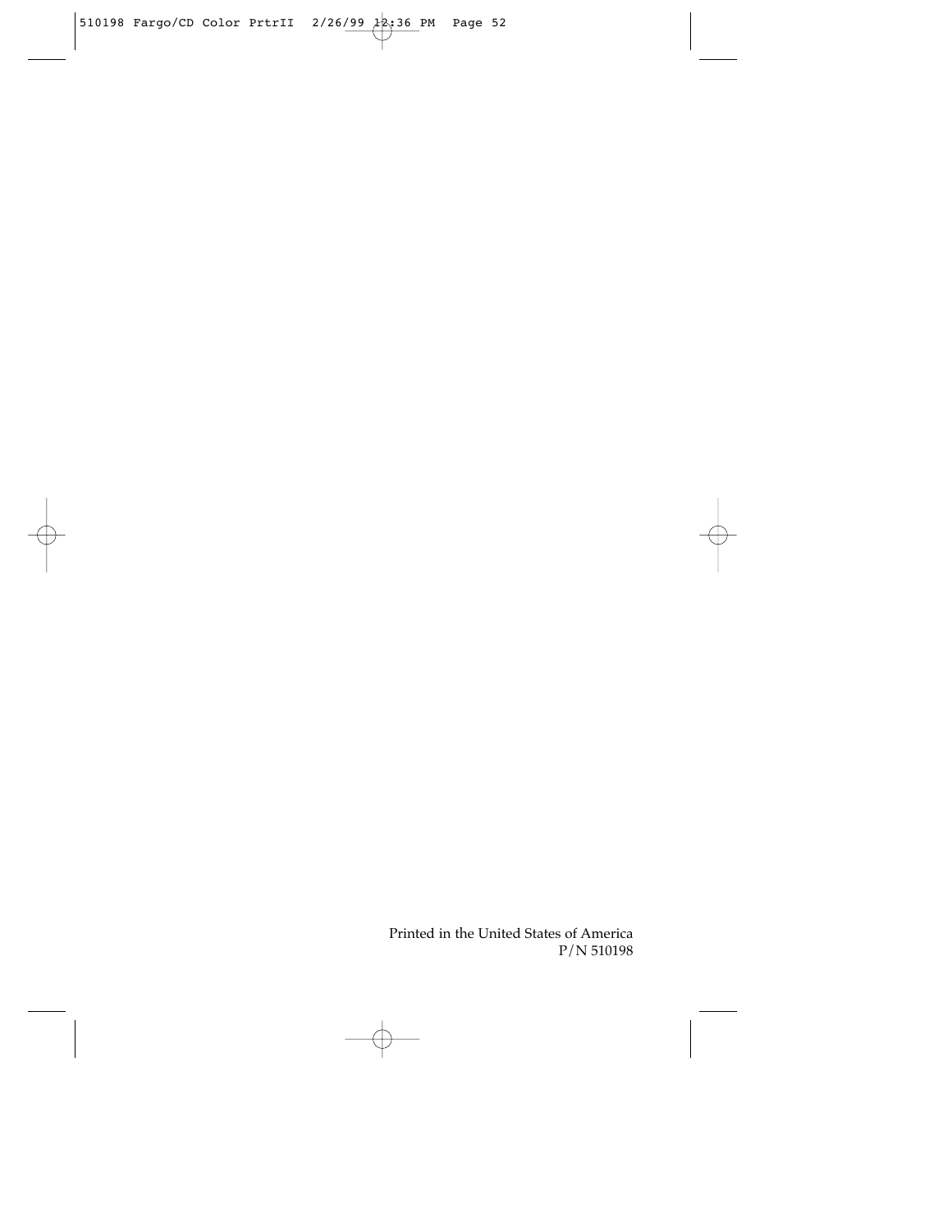Printed in the United States of America
P/N 510198